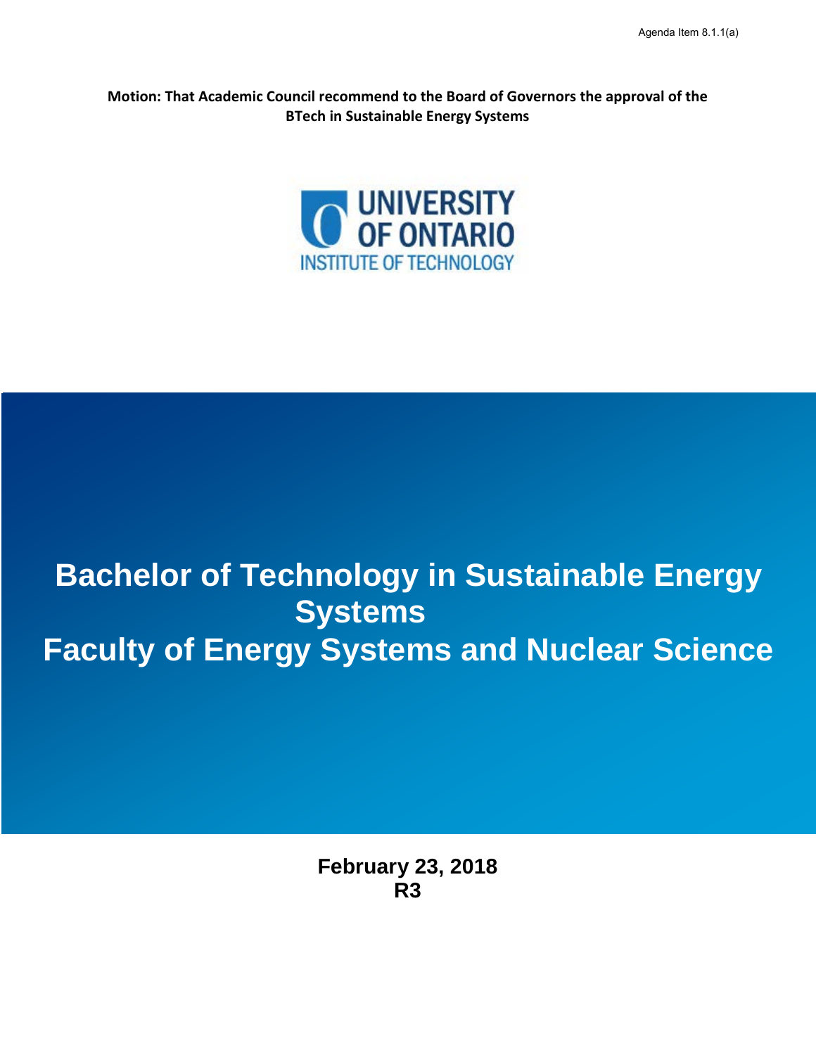Agenda Item 8.1.1(a)

**Motion: That Academic Council recommend to the Board of Governors the approval of the BTech in Sustainable Energy Systems**

UNIVERSITY OF ONTARIO INSTITUTE OF TECHNOLOGY

# Bachelor of Technology in Sustainable Energy Systems

# Faculty of Energy Systems and Nuclear Science

**February 23, 2018**
**R3**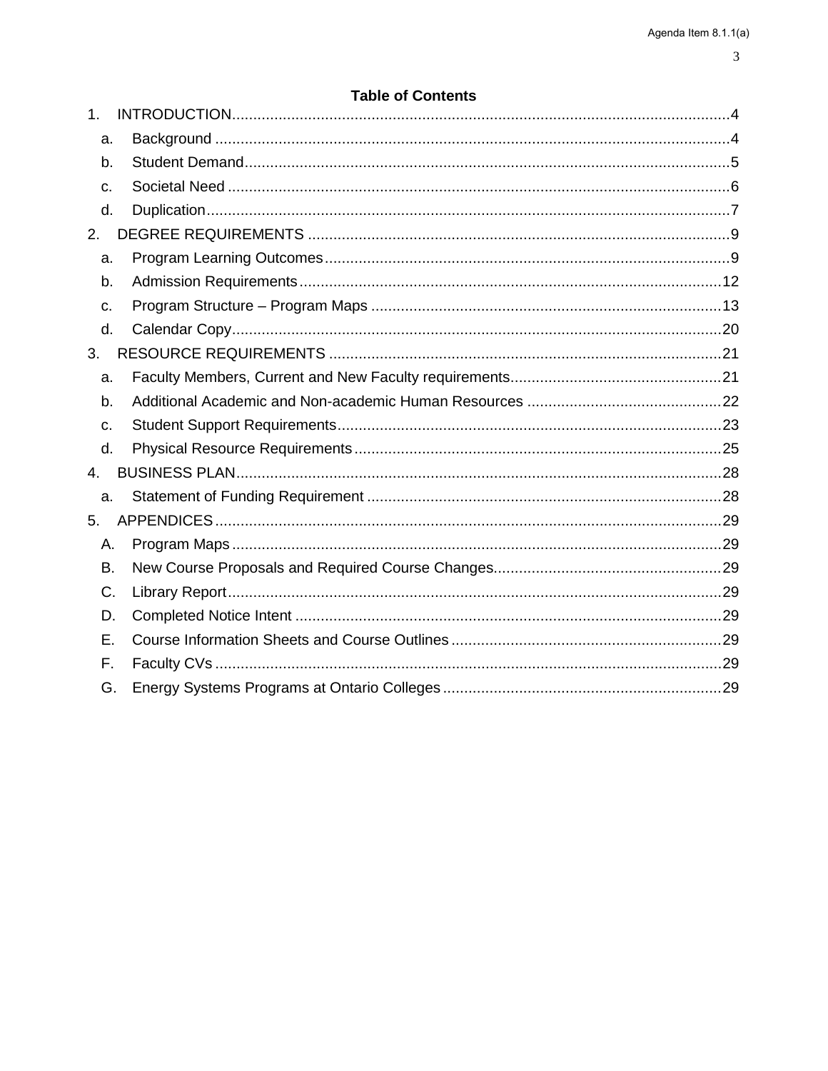**Table of Contents**

1. INTRODUCTION ..... 4
   - a. Background ..... 4
   - b. Student Demand ..... 5
   - c. Societal Need ..... 6
   - d. Duplication ..... 7
2. DEGREE REQUIREMENTS ..... 9
   - a. Program Learning Outcomes ..... 9
   - b. Admission Requirements ..... 12
   - c. Program Structure – Program Maps ..... 13
   - d. Calendar Copy ..... 20
3. RESOURCE REQUIREMENTS ..... 21
   - a. Faculty Members, Current and New Faculty requirements ..... 21
   - b. Additional Academic and Non-academic Human Resources ..... 22
   - c. Student Support Requirements ..... 23
   - d. Physical Resource Requirements ..... 25
4. BUSINESS PLAN ..... 28
   - a. Statement of Funding Requirement ..... 28
5. APPENDICES ..... 29
   - A. Program Maps ..... 29
   - B. New Course Proposals and Required Course Changes ..... 29
   - C. Library Report ..... 29
   - D. Completed Notice Intent ..... 29
   - E. Course Information Sheets and Course Outlines ..... 29
   - F. Faculty CVs ..... 29
   - G. Energy Systems Programs at Ontario Colleges ..... 29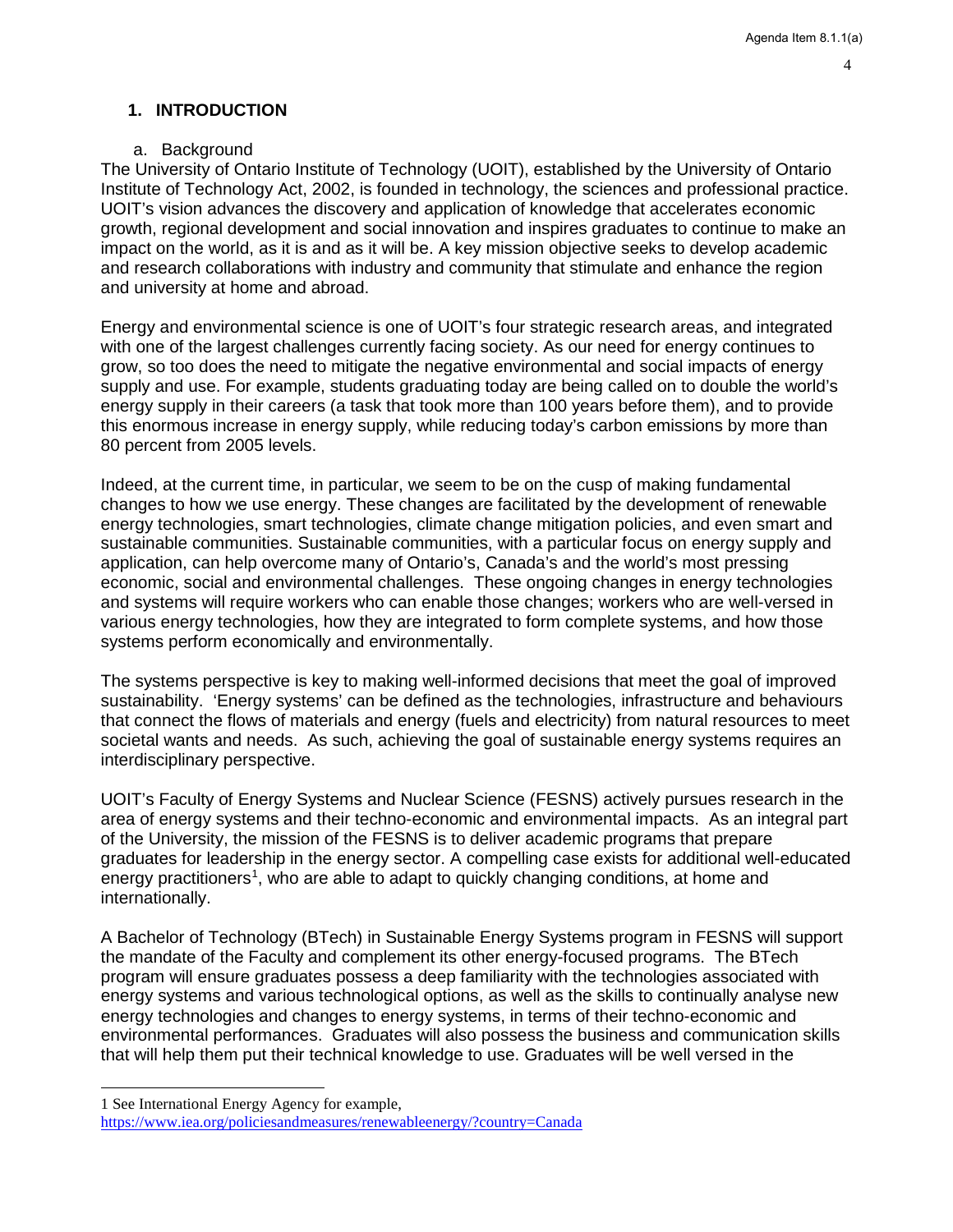## 1. INTRODUCTION

### a. Background

The University of Ontario Institute of Technology (UOIT), established by the University of Ontario Institute of Technology Act, 2002, is founded in technology, the sciences and professional practice. UOIT's vision advances the discovery and application of knowledge that accelerates economic growth, regional development and social innovation and inspires graduates to continue to make an impact on the world, as it is and as it will be. A key mission objective seeks to develop academic and research collaborations with industry and community that stimulate and enhance the region and university at home and abroad.

Energy and environmental science is one of UOIT's four strategic research areas, and integrated with one of the largest challenges currently facing society. As our need for energy continues to grow, so too does the need to mitigate the negative environmental and social impacts of energy supply and use. For example, students graduating today are being called on to double the world's energy supply in their careers (a task that took more than 100 years before them), and to provide this enormous increase in energy supply, while reducing today's carbon emissions by more than 80 percent from 2005 levels.

Indeed, at the current time, in particular, we seem to be on the cusp of making fundamental changes to how we use energy. These changes are facilitated by the development of renewable energy technologies, smart technologies, climate change mitigation policies, and even smart and sustainable communities. Sustainable communities, with a particular focus on energy supply and application, can help overcome many of Ontario's, Canada's and the world's most pressing economic, social and environmental challenges. These ongoing changes in energy technologies and systems will require workers who can enable those changes; workers who are well-versed in various energy technologies, how they are integrated to form complete systems, and how those systems perform economically and environmentally.

The systems perspective is key to making well-informed decisions that meet the goal of improved sustainability. 'Energy systems' can be defined as the technologies, infrastructure and behaviours that connect the flows of materials and energy (fuels and electricity) from natural resources to meet societal wants and needs. As such, achieving the goal of sustainable energy systems requires an interdisciplinary perspective.

UOIT's Faculty of Energy Systems and Nuclear Science (FESNS) actively pursues research in the area of energy systems and their techno-economic and environmental impacts. As an integral part of the University, the mission of the FESNS is to deliver academic programs that prepare graduates for leadership in the energy sector. A compelling case exists for additional well-educated energy practitioners[1], who are able to adapt to quickly changing conditions, at home and internationally.

A Bachelor of Technology (BTech) in Sustainable Energy Systems program in FESNS will support the mandate of the Faculty and complement its other energy-focused programs. The BTech program will ensure graduates possess a deep familiarity with the technologies associated with energy systems and various technological options, as well as the skills to continually analyse new energy technologies and changes to energy systems, in terms of their techno-economic and environmental performances. Graduates will also possess the business and communication skills that will help them put their technical knowledge to use. Graduates will be well versed in the

---

1 See International Energy Agency for example, https://www.iea.org/policiesandmeasures/renewableenergy/?country=Canada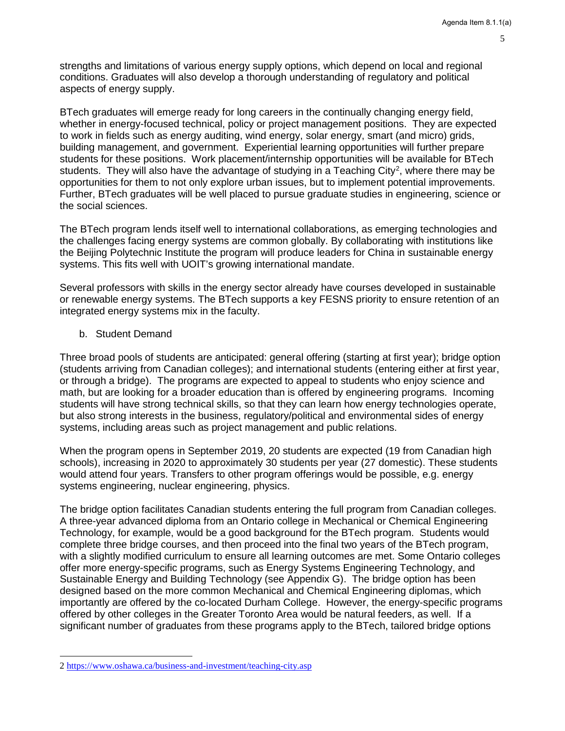strengths and limitations of various energy supply options, which depend on local and regional conditions. Graduates will also develop a thorough understanding of regulatory and political aspects of energy supply.

BTech graduates will emerge ready for long careers in the continually changing energy field, whether in energy-focused technical, policy or project management positions. They are expected to work in fields such as energy auditing, wind energy, solar energy, smart (and micro) grids, building management, and government. Experiential learning opportunities will further prepare students for these positions. Work placement/internship opportunities will be available for BTech students. They will also have the advantage of studying in a Teaching City[2], where there may be opportunities for them to not only explore urban issues, but to implement potential improvements. Further, BTech graduates will be well placed to pursue graduate studies in engineering, science or the social sciences.

The BTech program lends itself well to international collaborations, as emerging technologies and the challenges facing energy systems are common globally. By collaborating with institutions like the Beijing Polytechnic Institute the program will produce leaders for China in sustainable energy systems. This fits well with UOIT's growing international mandate.

Several professors with skills in the energy sector already have courses developed in sustainable or renewable energy systems. The BTech supports a key FESNS priority to ensure retention of an integrated energy systems mix in the faculty.

b. Student Demand

Three broad pools of students are anticipated: general offering (starting at first year); bridge option (students arriving from Canadian colleges); and international students (entering either at first year, or through a bridge). The programs are expected to appeal to students who enjoy science and math, but are looking for a broader education than is offered by engineering programs. Incoming students will have strong technical skills, so that they can learn how energy technologies operate, but also strong interests in the business, regulatory/political and environmental sides of energy systems, including areas such as project management and public relations.

When the program opens in September 2019, 20 students are expected (19 from Canadian high schools), increasing in 2020 to approximately 30 students per year (27 domestic). These students would attend four years. Transfers to other program offerings would be possible, e.g. energy systems engineering, nuclear engineering, physics.

The bridge option facilitates Canadian students entering the full program from Canadian colleges. A three-year advanced diploma from an Ontario college in Mechanical or Chemical Engineering Technology, for example, would be a good background for the BTech program. Students would complete three bridge courses, and then proceed into the final two years of the BTech program, with a slightly modified curriculum to ensure all learning outcomes are met. Some Ontario colleges offer more energy-specific programs, such as Energy Systems Engineering Technology, and Sustainable Energy and Building Technology (see Appendix G). The bridge option has been designed based on the more common Mechanical and Chemical Engineering diplomas, which importantly are offered by the co-located Durham College. However, the energy-specific programs offered by other colleges in the Greater Toronto Area would be natural feeders, as well. If a significant number of graduates from these programs apply to the BTech, tailored bridge options

2 https://www.oshawa.ca/business-and-investment/teaching-city.asp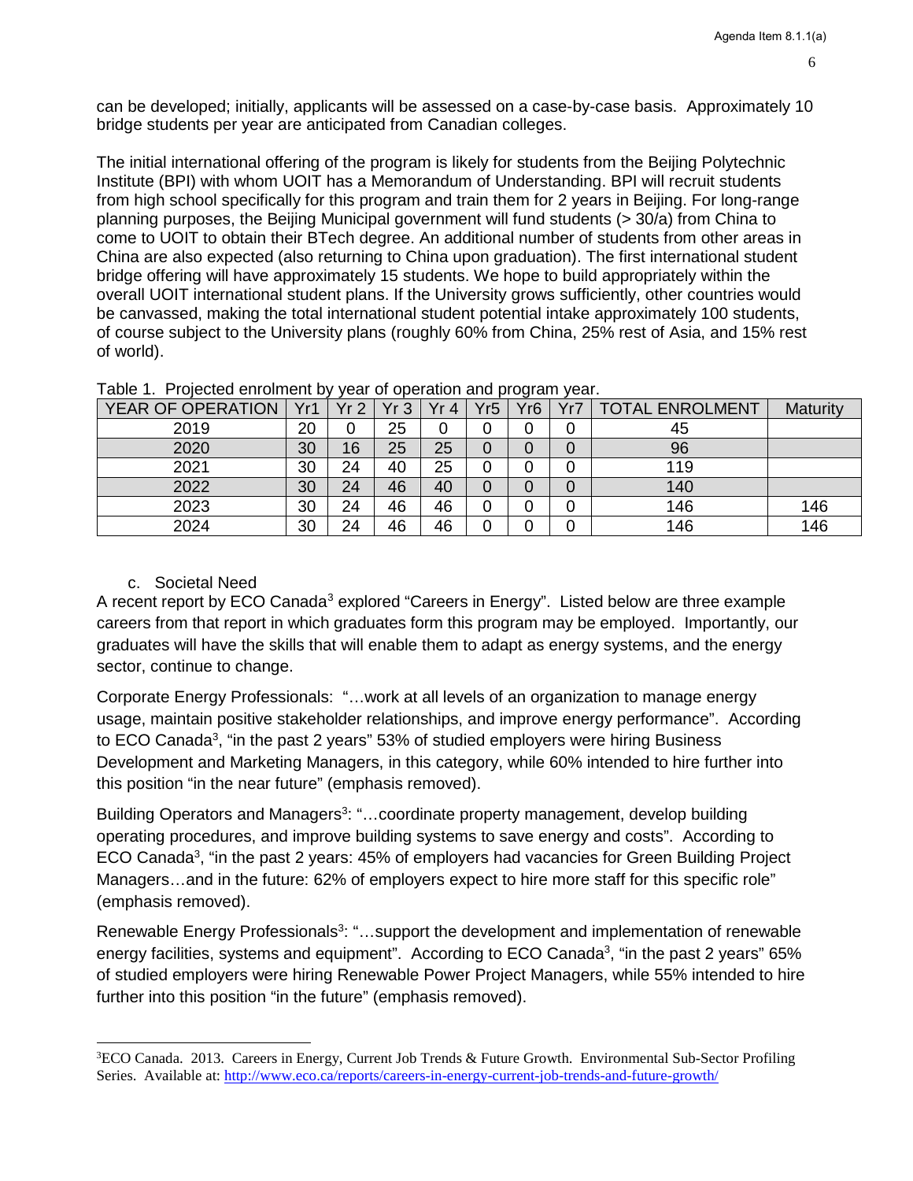can be developed; initially, applicants will be assessed on a case-by-case basis. Approximately 10 bridge students per year are anticipated from Canadian colleges.

The initial international offering of the program is likely for students from the Beijing Polytechnic Institute (BPI) with whom UOIT has a Memorandum of Understanding. BPI will recruit students from high school specifically for this program and train them for 2 years in Beijing. For long-range planning purposes, the Beijing Municipal government will fund students (> 30/a) from China to come to UOIT to obtain their BTech degree. An additional number of students from other areas in China are also expected (also returning to China upon graduation). The first international student bridge offering will have approximately 15 students. We hope to build appropriately within the overall UOIT international student plans. If the University grows sufficiently, other countries would be canvassed, making the total international student potential intake approximately 100 students, of course subject to the University plans (roughly 60% from China, 25% rest of Asia, and 15% rest of world).

Table 1. Projected enrolment by year of operation and program year.

| YEAR OF OPERATION | Yr1 | Yr 2 | Yr 3 | Yr 4 | Yr5 | Yr6 | Yr7 | TOTAL ENROLMENT | Maturity |
|---|---|---|---|---|---|---|---|---|---|
| 2019 | 20 | 0 | 25 | 0 | 0 | 0 | 0 | 45 | |
| 2020 | 30 | 16 | 25 | 25 | 0 | 0 | 0 | 96 | |
| 2021 | 30 | 24 | 40 | 25 | 0 | 0 | 0 | 119 | |
| 2022 | 30 | 24 | 46 | 40 | 0 | 0 | 0 | 140 | |
| 2023 | 30 | 24 | 46 | 46 | 0 | 0 | 0 | 146 | 146 |
| 2024 | 30 | 24 | 46 | 46 | 0 | 0 | 0 | 146 | 146 |

c. Societal Need

A recent report by ECO Canada[3] explored "Careers in Energy". Listed below are three example careers from that report in which graduates form this program may be employed. Importantly, our graduates will have the skills that will enable them to adapt as energy systems, and the energy sector, continue to change.

Corporate Energy Professionals: "…work at all levels of an organization to manage energy usage, maintain positive stakeholder relationships, and improve energy performance". According to ECO Canada[3], "in the past 2 years" 53% of studied employers were hiring Business Development and Marketing Managers, in this category, while 60% intended to hire further into this position "in the near future" (emphasis removed).

Building Operators and Managers[3]: "…coordinate property management, develop building operating procedures, and improve building systems to save energy and costs". According to ECO Canada[3], "in the past 2 years: 45% of employers had vacancies for Green Building Project Managers…and in the future: 62% of employers expect to hire more staff for this specific role" (emphasis removed).

Renewable Energy Professionals[3]: "…support the development and implementation of renewable energy facilities, systems and equipment". According to ECO Canada[3], "in the past 2 years" 65% of studied employers were hiring Renewable Power Project Managers, while 55% intended to hire further into this position "in the future" (emphasis removed).

[3]ECO Canada. 2013. Careers in Energy, Current Job Trends & Future Growth. Environmental Sub-Sector Profiling Series. Available at: http://www.eco.ca/reports/careers-in-energy-current-job-trends-and-future-growth/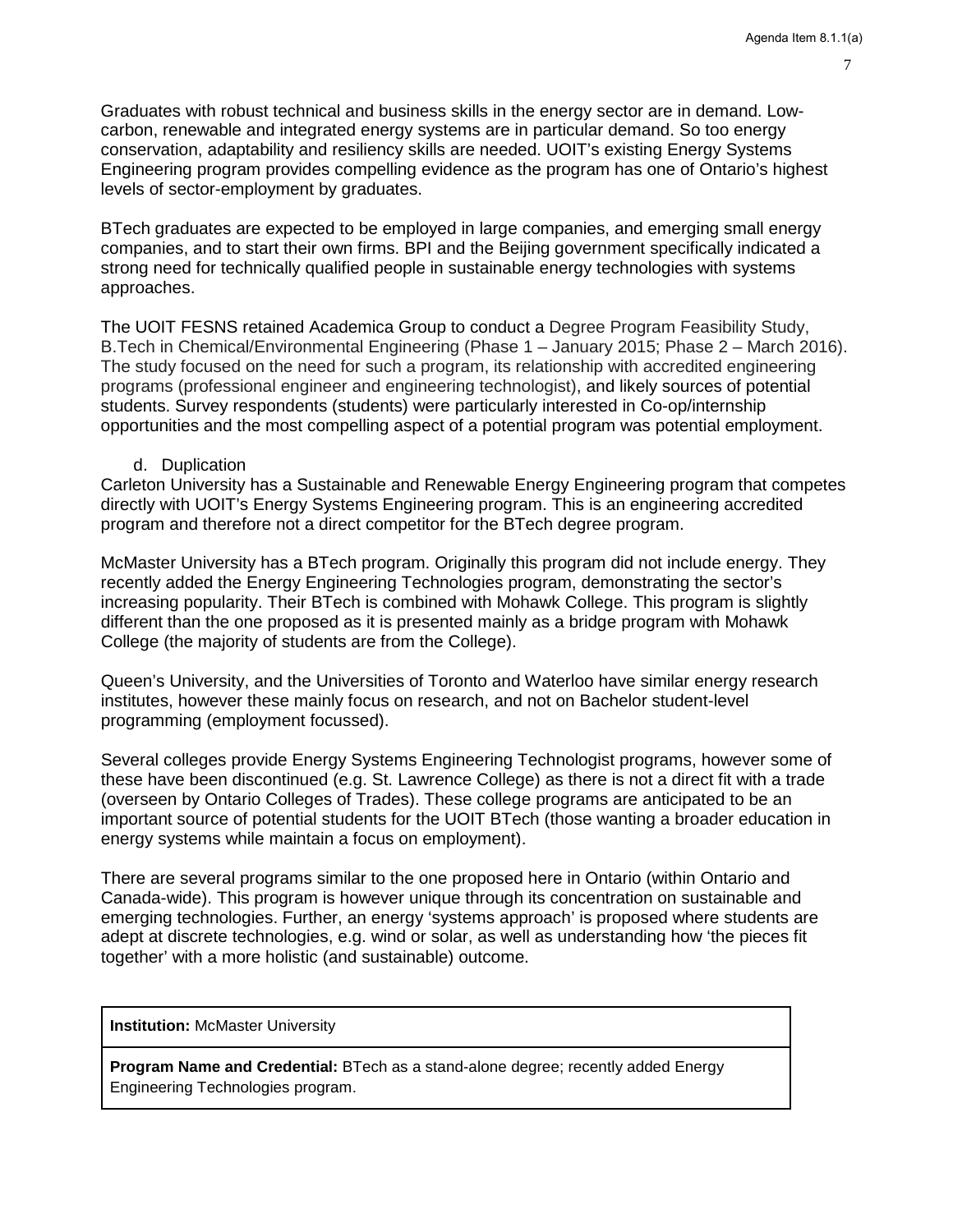Graduates with robust technical and business skills in the energy sector are in demand. Low-carbon, renewable and integrated energy systems are in particular demand. So too energy conservation, adaptability and resiliency skills are needed. UOIT's existing Energy Systems Engineering program provides compelling evidence as the program has one of Ontario's highest levels of sector-employment by graduates.

BTech graduates are expected to be employed in large companies, and emerging small energy companies, and to start their own firms. BPI and the Beijing government specifically indicated a strong need for technically qualified people in sustainable energy technologies with systems approaches.

The UOIT FESNS retained Academica Group to conduct a Degree Program Feasibility Study, B.Tech in Chemical/Environmental Engineering (Phase 1 – January 2015; Phase 2 – March 2016). The study focused on the need for such a program, its relationship with accredited engineering programs (professional engineer and engineering technologist), and likely sources of potential students. Survey respondents (students) were particularly interested in Co-op/internship opportunities and the most compelling aspect of a potential program was potential employment.

d. Duplication

Carleton University has a Sustainable and Renewable Energy Engineering program that competes directly with UOIT's Energy Systems Engineering program. This is an engineering accredited program and therefore not a direct competitor for the BTech degree program.

McMaster University has a BTech program. Originally this program did not include energy. They recently added the Energy Engineering Technologies program, demonstrating the sector's increasing popularity. Their BTech is combined with Mohawk College. This program is slightly different than the one proposed as it is presented mainly as a bridge program with Mohawk College (the majority of students are from the College).

Queen's University, and the Universities of Toronto and Waterloo have similar energy research institutes, however these mainly focus on research, and not on Bachelor student-level programming (employment focussed).

Several colleges provide Energy Systems Engineering Technologist programs, however some of these have been discontinued (e.g. St. Lawrence College) as there is not a direct fit with a trade (overseen by Ontario Colleges of Trades). These college programs are anticipated to be an important source of potential students for the UOIT BTech (those wanting a broader education in energy systems while maintain a focus on employment).

There are several programs similar to the one proposed here in Ontario (within Ontario and Canada-wide). This program is however unique through its concentration on sustainable and emerging technologies. Further, an energy 'systems approach' is proposed where students are adept at discrete technologies, e.g. wind or solar, as well as understanding how 'the pieces fit together' with a more holistic (and sustainable) outcome.

| **Institution:** McMaster University |
|---|
| **Program Name and Credential:** BTech as a stand-alone degree; recently added Energy Engineering Technologies program. |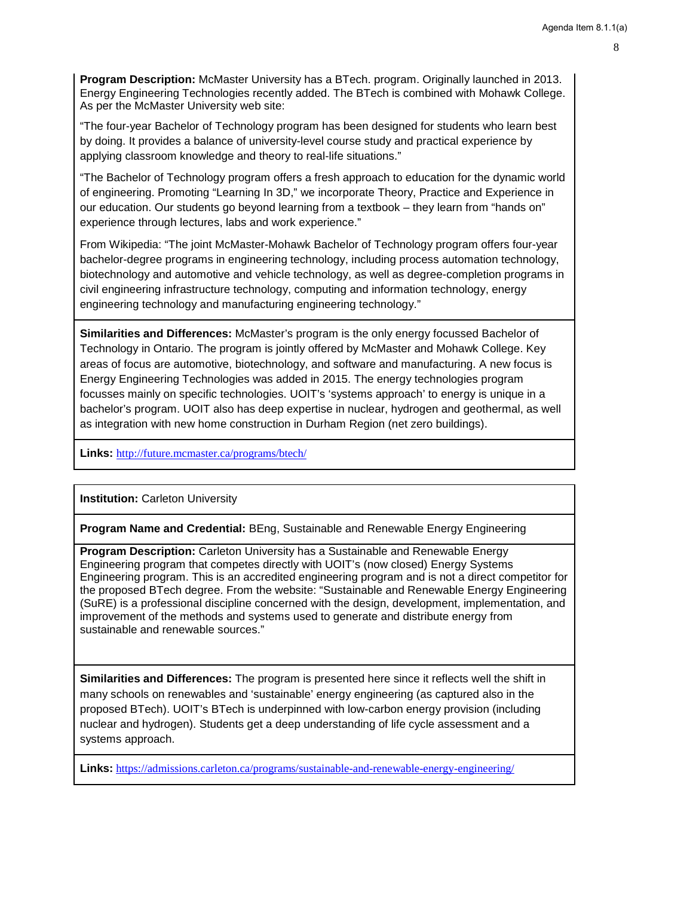**Program Description:** McMaster University has a BTech. program. Originally launched in 2013. Energy Engineering Technologies recently added. The BTech is combined with Mohawk College. As per the McMaster University web site:

"The four-year Bachelor of Technology program has been designed for students who learn best by doing. It provides a balance of university-level course study and practical experience by applying classroom knowledge and theory to real-life situations."

"The Bachelor of Technology program offers a fresh approach to education for the dynamic world of engineering. Promoting "Learning In 3D," we incorporate Theory, Practice and Experience in our education. Our students go beyond learning from a textbook – they learn from "hands on" experience through lectures, labs and work experience."

From Wikipedia: "The joint McMaster-Mohawk Bachelor of Technology program offers four-year bachelor-degree programs in engineering technology, including process automation technology, biotechnology and automotive and vehicle technology, as well as degree-completion programs in civil engineering infrastructure technology, computing and information technology, energy engineering technology and manufacturing engineering technology."

**Similarities and Differences:** McMaster's program is the only energy focussed Bachelor of Technology in Ontario. The program is jointly offered by McMaster and Mohawk College. Key areas of focus are automotive, biotechnology, and software and manufacturing. A new focus is Energy Engineering Technologies was added in 2015. The energy technologies program focusses mainly on specific technologies. UOIT's 'systems approach' to energy is unique in a bachelor's program. UOIT also has deep expertise in nuclear, hydrogen and geothermal, as well as integration with new home construction in Durham Region (net zero buildings).

**Links:** http://future.mcmaster.ca/programs/btech/

---

**Institution:** Carleton University

**Program Name and Credential:** BEng, Sustainable and Renewable Energy Engineering

**Program Description:** Carleton University has a Sustainable and Renewable Energy Engineering program that competes directly with UOIT's (now closed) Energy Systems Engineering program. This is an accredited engineering program and is not a direct competitor for the proposed BTech degree. From the website: "Sustainable and Renewable Energy Engineering (SuRE) is a professional discipline concerned with the design, development, implementation, and improvement of the methods and systems used to generate and distribute energy from sustainable and renewable sources."

**Similarities and Differences:** The program is presented here since it reflects well the shift in many schools on renewables and 'sustainable' energy engineering (as captured also in the proposed BTech). UOIT's BTech is underpinned with low-carbon energy provision (including nuclear and hydrogen). Students get a deep understanding of life cycle assessment and a systems approach.

**Links:** https://admissions.carleton.ca/programs/sustainable-and-renewable-energy-engineering/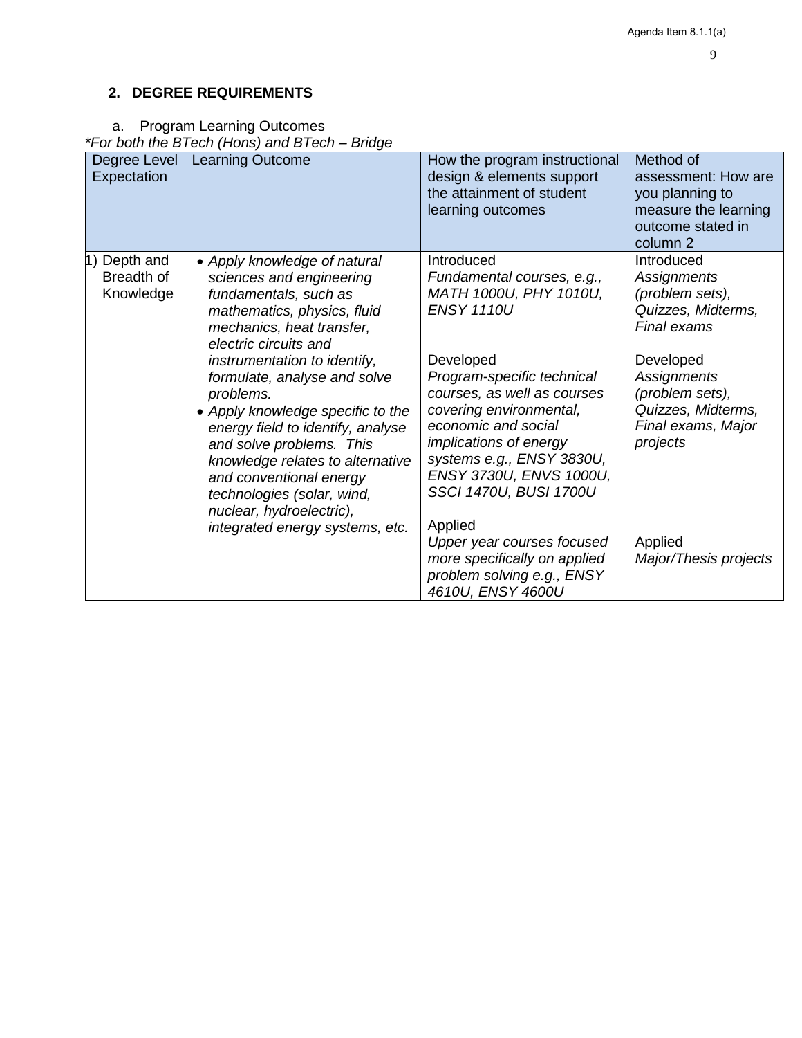## 2. DEGREE REQUIREMENTS

a. Program Learning Outcomes

*\*For both the BTech (Hons) and BTech – Bridge*

| Degree Level Expectation | Learning Outcome | How the program instructional design & elements support the attainment of student learning outcomes | Method of assessment: How are you planning to measure the learning outcome stated in column 2 |
|---|---|---|---|
| 1) Depth and Breadth of Knowledge | • *Apply knowledge of natural sciences and engineering fundamentals, such as mathematics, physics, fluid mechanics, heat transfer, electric circuits and instrumentation to identify, formulate, analyse and solve problems.*<br>• *Apply knowledge specific to the energy field to identify, analyse and solve problems. This knowledge relates to alternative and conventional energy technologies (solar, wind, nuclear, hydroelectric), integrated energy systems, etc.* | Introduced<br>*Fundamental courses, e.g., MATH 1000U, PHY 1010U, ENSY 1110U*<br><br>Developed<br>*Program-specific technical courses, as well as courses covering environmental, economic and social implications of energy systems e.g., ENSY 3830U, ENSY 3730U, ENVS 1000U, SSCI 1470U, BUSI 1700U*<br><br>Applied<br>*Upper year courses focused more specifically on applied problem solving e.g., ENSY 4610U, ENSY 4600U* | Introduced<br>*Assignments (problem sets), Quizzes, Midterms, Final exams*<br><br>Developed<br>*Assignments (problem sets), Quizzes, Midterms, Final exams, Major projects*<br><br>Applied<br>*Major/Thesis projects* |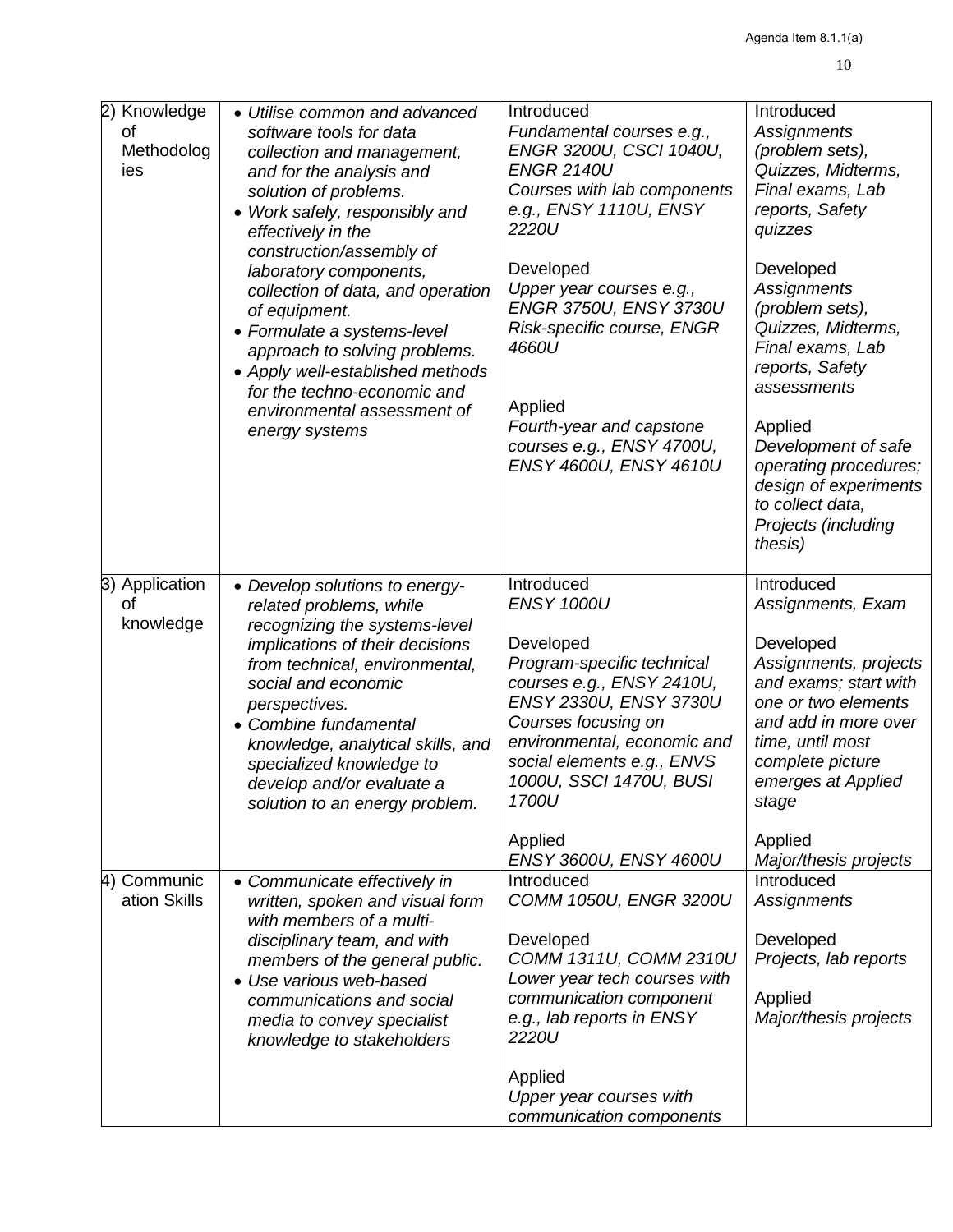| | | | |
|---|---|---|---|
| 2) Knowledge of Methodologies | • *Utilise common and advanced software tools for data collection and management, and for the analysis and solution of problems.*<br>• *Work safely, responsibly and effectively in the construction/assembly of laboratory components, collection of data, and operation of equipment.*<br>• *Formulate a systems-level approach to solving problems.*<br>• *Apply well-established methods for the techno-economic and environmental assessment of energy systems* | Introduced<br>*Fundamental courses e.g., ENGR 3200U, CSCI 1040U, ENGR 2140U*<br>*Courses with lab components e.g., ENSY 1110U, ENSY 2220U*<br><br>Developed<br>*Upper year courses e.g., ENGR 3750U, ENSY 3730U*<br>*Risk-specific course, ENGR 4660U*<br><br>Applied<br>*Fourth-year and capstone courses e.g., ENSY 4700U, ENSY 4600U, ENSY 4610U* | Introduced<br>*Assignments (problem sets), Quizzes, Midterms, Final exams, Lab reports, Safety quizzes*<br><br>Developed<br>*Assignments (problem sets), Quizzes, Midterms, Final exams, Lab reports, Safety assessments*<br><br>Applied<br>*Development of safe operating procedures; design of experiments to collect data, Projects (including thesis)* |
| 3) Application of knowledge | • *Develop solutions to energy-related problems, while recognizing the systems-level implications of their decisions from technical, environmental, social and economic perspectives.*<br>• *Combine fundamental knowledge, analytical skills, and specialized knowledge to develop and/or evaluate a solution to an energy problem.* | Introduced<br>*ENSY 1000U*<br><br>Developed<br>*Program-specific technical courses e.g., ENSY 2410U, ENSY 2330U, ENSY 3730U*<br>*Courses focusing on environmental, economic and social elements e.g., ENVS 1000U, SSCI 1470U, BUSI 1700U*<br><br>Applied<br>*ENSY 3600U, ENSY 4600U* | Introduced<br>*Assignments, Exam*<br><br>Developed<br>*Assignments, projects and exams; start with one or two elements and add in more over time, until most complete picture emerges at Applied stage*<br><br>Applied<br>*Major/thesis projects* |
| 4) Communication Skills | • *Communicate effectively in written, spoken and visual form with members of a multi-disciplinary team, and with members of the general public.*<br>• *Use various web-based communications and social media to convey specialist knowledge to stakeholders* | Introduced<br>*COMM 1050U, ENGR 3200U*<br><br>Developed<br>*COMM 1311U, COMM 2310U*<br>*Lower year tech courses with communication component e.g., lab reports in ENSY 2220U*<br><br>Applied<br>*Upper year courses with communication components* | Introduced<br>*Assignments*<br><br>Developed<br>*Projects, lab reports*<br><br>Applied<br>*Major/thesis projects* |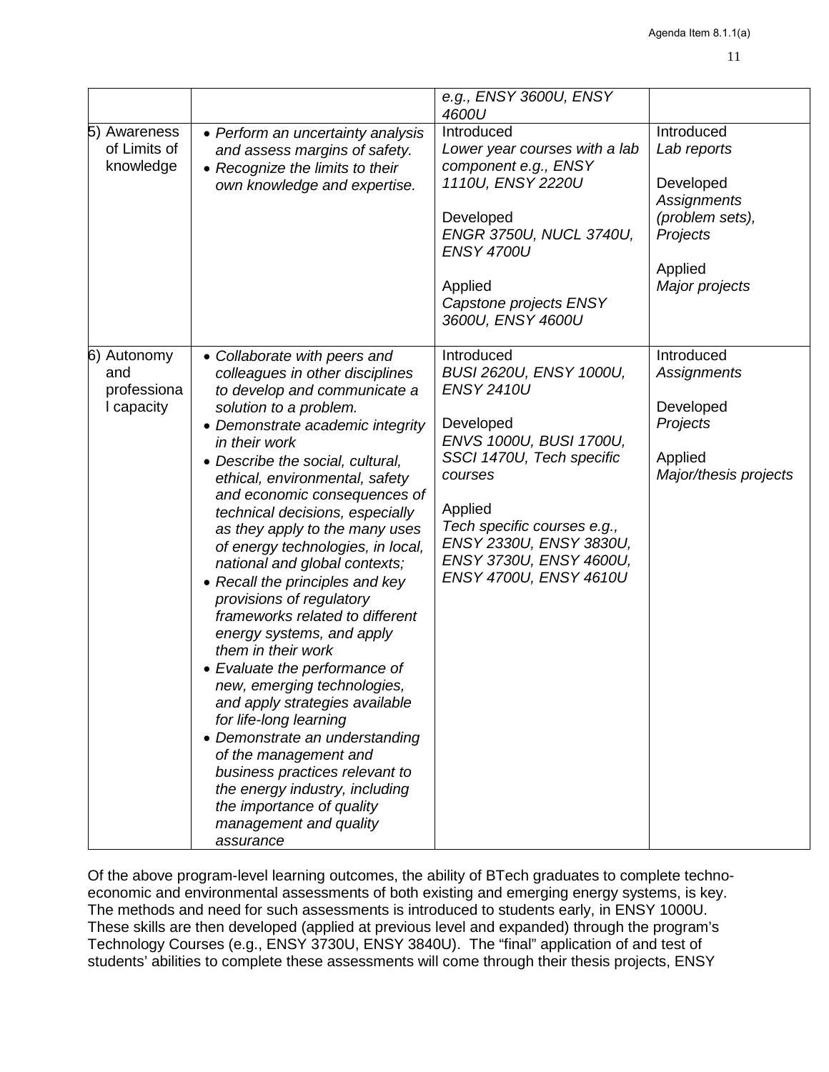| | | *e.g., ENSY 3600U, ENSY 4600U* | |
|---|---|---|---|
| 5) Awareness of Limits of knowledge | • *Perform an uncertainty analysis and assess margins of safety.*<br>• *Recognize the limits to their own knowledge and expertise.* | Introduced<br>*Lower year courses with a lab component e.g., ENSY 1110U, ENSY 2220U*<br><br>Developed<br>*ENGR 3750U, NUCL 3740U, ENSY 4700U*<br><br>Applied<br>*Capstone projects ENSY 3600U, ENSY 4600U* | Introduced<br>*Lab reports*<br><br>Developed<br>*Assignments (problem sets), Projects*<br><br>Applied<br>*Major projects* |
| 6) Autonomy and professional capacity | • *Collaborate with peers and colleagues in other disciplines to develop and communicate a solution to a problem.*<br>• *Demonstrate academic integrity in their work*<br>• *Describe the social, cultural, ethical, environmental, safety and economic consequences of technical decisions, especially as they apply to the many uses of energy technologies, in local, national and global contexts;*<br>• *Recall the principles and key provisions of regulatory frameworks related to different energy systems, and apply them in their work*<br>• *Evaluate the performance of new, emerging technologies, and apply strategies available for life-long learning*<br>• *Demonstrate an understanding of the management and business practices relevant to the energy industry, including the importance of quality management and quality assurance* | Introduced<br>*BUSI 2620U, ENSY 1000U, ENSY 2410U*<br><br>Developed<br>*ENVS 1000U, BUSI 1700U, SSCI 1470U, Tech specific courses*<br><br>Applied<br>*Tech specific courses e.g., ENSY 2330U, ENSY 3830U, ENSY 3730U, ENSY 4600U, ENSY 4700U, ENSY 4610U* | Introduced<br>*Assignments*<br><br>Developed<br>*Projects*<br><br>Applied<br>*Major/thesis projects* |

Of the above program-level learning outcomes, the ability of BTech graduates to complete techno-economic and environmental assessments of both existing and emerging energy systems, is key. The methods and need for such assessments is introduced to students early, in ENSY 1000U. These skills are then developed (applied at previous level and expanded) through the program's Technology Courses (e.g., ENSY 3730U, ENSY 3840U). The "final" application of and test of students' abilities to complete these assessments will come through their thesis projects, ENSY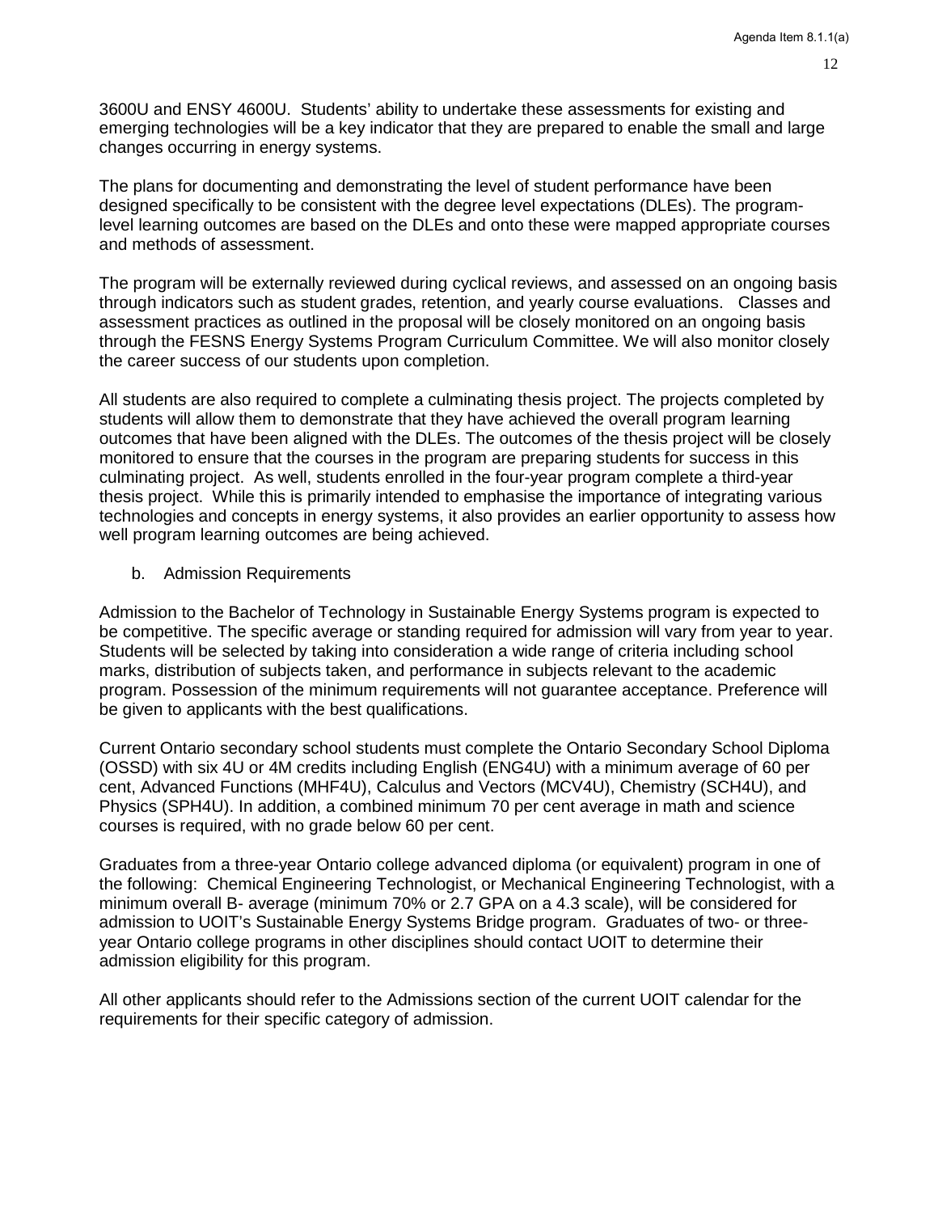3600U and ENSY 4600U. Students' ability to undertake these assessments for existing and emerging technologies will be a key indicator that they are prepared to enable the small and large changes occurring in energy systems.

The plans for documenting and demonstrating the level of student performance have been designed specifically to be consistent with the degree level expectations (DLEs). The program-level learning outcomes are based on the DLEs and onto these were mapped appropriate courses and methods of assessment.

The program will be externally reviewed during cyclical reviews, and assessed on an ongoing basis through indicators such as student grades, retention, and yearly course evaluations. Classes and assessment practices as outlined in the proposal will be closely monitored on an ongoing basis through the FESNS Energy Systems Program Curriculum Committee. We will also monitor closely the career success of our students upon completion.

All students are also required to complete a culminating thesis project. The projects completed by students will allow them to demonstrate that they have achieved the overall program learning outcomes that have been aligned with the DLEs. The outcomes of the thesis project will be closely monitored to ensure that the courses in the program are preparing students for success in this culminating project. As well, students enrolled in the four-year program complete a third-year thesis project. While this is primarily intended to emphasise the importance of integrating various technologies and concepts in energy systems, it also provides an earlier opportunity to assess how well program learning outcomes are being achieved.

b. Admission Requirements

Admission to the Bachelor of Technology in Sustainable Energy Systems program is expected to be competitive. The specific average or standing required for admission will vary from year to year. Students will be selected by taking into consideration a wide range of criteria including school marks, distribution of subjects taken, and performance in subjects relevant to the academic program. Possession of the minimum requirements will not guarantee acceptance. Preference will be given to applicants with the best qualifications.

Current Ontario secondary school students must complete the Ontario Secondary School Diploma (OSSD) with six 4U or 4M credits including English (ENG4U) with a minimum average of 60 per cent, Advanced Functions (MHF4U), Calculus and Vectors (MCV4U), Chemistry (SCH4U), and Physics (SPH4U). In addition, a combined minimum 70 per cent average in math and science courses is required, with no grade below 60 per cent.

Graduates from a three-year Ontario college advanced diploma (or equivalent) program in one of the following: Chemical Engineering Technologist, or Mechanical Engineering Technologist, with a minimum overall B- average (minimum 70% or 2.7 GPA on a 4.3 scale), will be considered for admission to UOIT's Sustainable Energy Systems Bridge program. Graduates of two- or three-year Ontario college programs in other disciplines should contact UOIT to determine their admission eligibility for this program.

All other applicants should refer to the Admissions section of the current UOIT calendar for the requirements for their specific category of admission.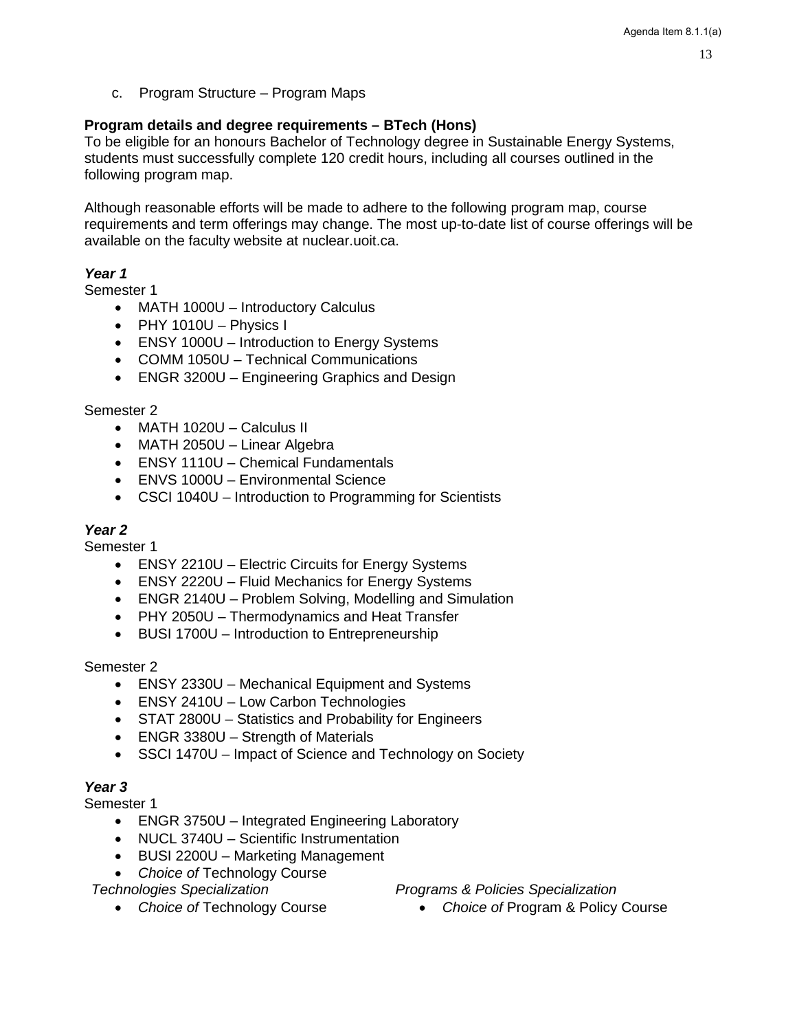c. Program Structure – Program Maps

**Program details and degree requirements – BTech (Hons)**

To be eligible for an honours Bachelor of Technology degree in Sustainable Energy Systems, students must successfully complete 120 credit hours, including all courses outlined in the following program map.

Although reasonable efforts will be made to adhere to the following program map, course requirements and term offerings may change. The most up-to-date list of course offerings will be available on the faculty website at nuclear.uoit.ca.

***Year 1***

Semester 1

- MATH 1000U – Introductory Calculus
- PHY 1010U – Physics I
- ENSY 1000U – Introduction to Energy Systems
- COMM 1050U – Technical Communications
- ENGR 3200U – Engineering Graphics and Design

Semester 2

- MATH 1020U – Calculus II
- MATH 2050U – Linear Algebra
- ENSY 1110U – Chemical Fundamentals
- ENVS 1000U – Environmental Science
- CSCI 1040U – Introduction to Programming for Scientists

***Year 2***

Semester 1

- ENSY 2210U – Electric Circuits for Energy Systems
- ENSY 2220U – Fluid Mechanics for Energy Systems
- ENGR 2140U – Problem Solving, Modelling and Simulation
- PHY 2050U – Thermodynamics and Heat Transfer
- BUSI 1700U – Introduction to Entrepreneurship

Semester 2

- ENSY 2330U – Mechanical Equipment and Systems
- ENSY 2410U – Low Carbon Technologies
- STAT 2800U – Statistics and Probability for Engineers
- ENGR 3380U – Strength of Materials
- SSCI 1470U – Impact of Science and Technology on Society

***Year 3***

Semester 1

- ENGR 3750U – Integrated Engineering Laboratory
- NUCL 3740U – Scientific Instrumentation
- BUSI 2200U – Marketing Management
- *Choice of* Technology Course

*Technologies Specialization*

- *Choice of* Technology Course

*Programs & Policies Specialization*

- *Choice of* Program & Policy Course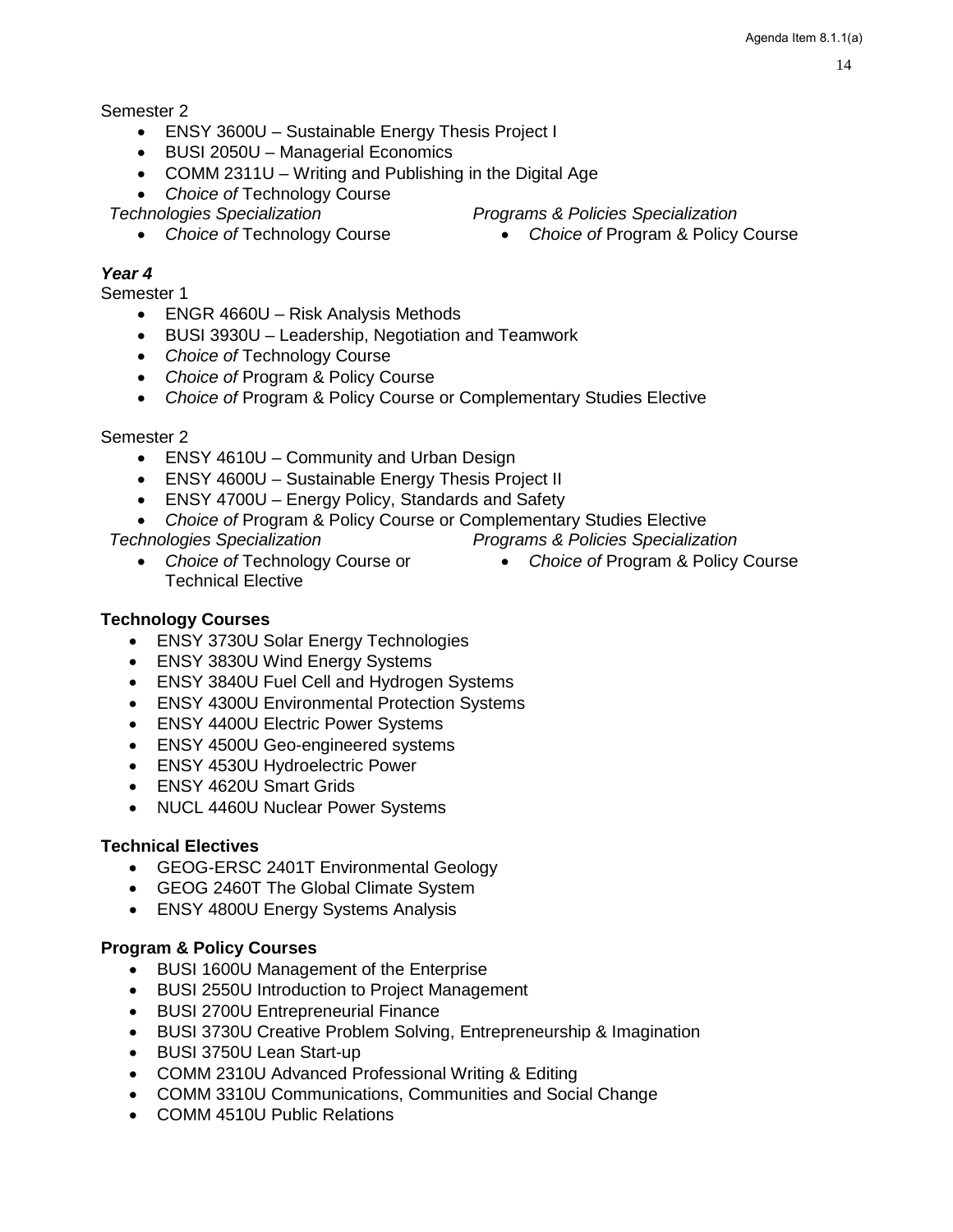Semester 2

- ENSY 3600U – Sustainable Energy Thesis Project I
- BUSI 2050U – Managerial Economics
- COMM 2311U – Writing and Publishing in the Digital Age
- *Choice of* Technology Course

*Technologies Specialization*

- *Choice of* Technology Course

*Programs & Policies Specialization*

- *Choice of* Program & Policy Course

***Year 4***

Semester 1

- ENGR 4660U – Risk Analysis Methods
- BUSI 3930U – Leadership, Negotiation and Teamwork
- *Choice of* Technology Course
- *Choice of* Program & Policy Course
- *Choice of* Program & Policy Course or Complementary Studies Elective

Semester 2

- ENSY 4610U – Community and Urban Design
- ENSY 4600U – Sustainable Energy Thesis Project II
- ENSY 4700U – Energy Policy, Standards and Safety
- *Choice of* Program & Policy Course or Complementary Studies Elective

*Technologies Specialization*

- *Choice of* Technology Course or Technical Elective

*Programs & Policies Specialization*

- *Choice of* Program & Policy Course

**Technology Courses**

- ENSY 3730U Solar Energy Technologies
- ENSY 3830U Wind Energy Systems
- ENSY 3840U Fuel Cell and Hydrogen Systems
- ENSY 4300U Environmental Protection Systems
- ENSY 4400U Electric Power Systems
- ENSY 4500U Geo-engineered systems
- ENSY 4530U Hydroelectric Power
- ENSY 4620U Smart Grids
- NUCL 4460U Nuclear Power Systems

**Technical Electives**

- GEOG-ERSC 2401T Environmental Geology
- GEOG 2460T The Global Climate System
- ENSY 4800U Energy Systems Analysis

**Program & Policy Courses**

- BUSI 1600U Management of the Enterprise
- BUSI 2550U Introduction to Project Management
- BUSI 2700U Entrepreneurial Finance
- BUSI 3730U Creative Problem Solving, Entrepreneurship & Imagination
- BUSI 3750U Lean Start-up
- COMM 2310U Advanced Professional Writing & Editing
- COMM 3310U Communications, Communities and Social Change
- COMM 4510U Public Relations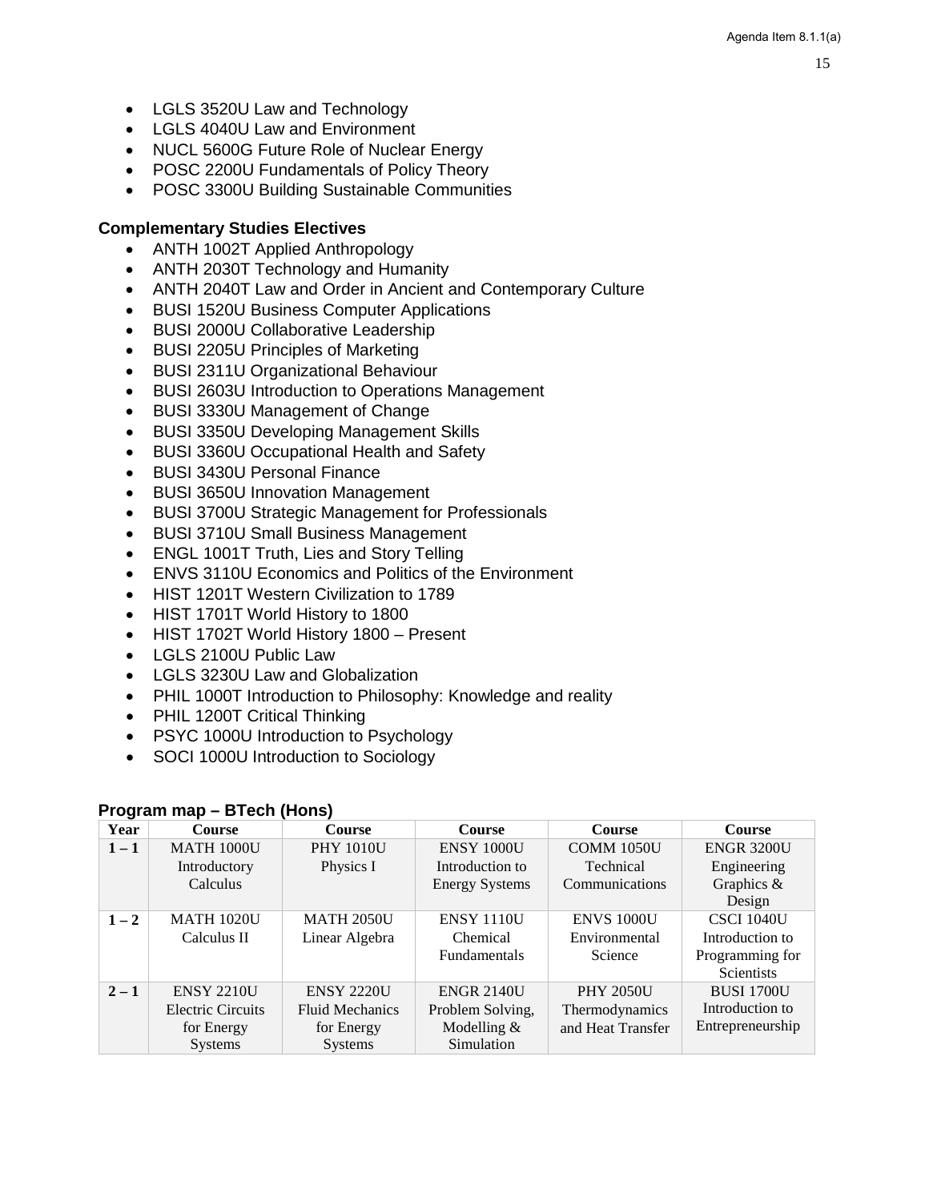- LGLS 3520U Law and Technology
- LGLS 4040U Law and Environment
- NUCL 5600G Future Role of Nuclear Energy
- POSC 2200U Fundamentals of Policy Theory
- POSC 3300U Building Sustainable Communities

**Complementary Studies Electives**

- ANTH 1002T Applied Anthropology
- ANTH 2030T Technology and Humanity
- ANTH 2040T Law and Order in Ancient and Contemporary Culture
- BUSI 1520U Business Computer Applications
- BUSI 2000U Collaborative Leadership
- BUSI 2205U Principles of Marketing
- BUSI 2311U Organizational Behaviour
- BUSI 2603U Introduction to Operations Management
- BUSI 3330U Management of Change
- BUSI 3350U Developing Management Skills
- BUSI 3360U Occupational Health and Safety
- BUSI 3430U Personal Finance
- BUSI 3650U Innovation Management
- BUSI 3700U Strategic Management for Professionals
- BUSI 3710U Small Business Management
- ENGL 1001T Truth, Lies and Story Telling
- ENVS 3110U Economics and Politics of the Environment
- HIST 1201T Western Civilization to 1789
- HIST 1701T World History to 1800
- HIST 1702T World History 1800 – Present
- LGLS 2100U Public Law
- LGLS 3230U Law and Globalization
- PHIL 1000T Introduction to Philosophy: Knowledge and reality
- PHIL 1200T Critical Thinking
- PSYC 1000U Introduction to Psychology
- SOCI 1000U Introduction to Sociology

**Program map – BTech (Hons)**

| Year | Course | Course | Course | Course | Course |
|---|---|---|---|---|---|
| 1 – 1 | MATH 1000U Introductory Calculus | PHY 1010U Physics I | ENSY 1000U Introduction to Energy Systems | COMM 1050U Technical Communications | ENGR 3200U Engineering Graphics & Design |
| 1 – 2 | MATH 1020U Calculus II | MATH 2050U Linear Algebra | ENSY 1110U Chemical Fundamentals | ENVS 1000U Environmental Science | CSCI 1040U Introduction to Programming for Scientists |
| 2 – 1 | ENSY 2210U Electric Circuits for Energy Systems | ENSY 2220U Fluid Mechanics for Energy Systems | ENGR 2140U Problem Solving, Modelling & Simulation | PHY 2050U Thermodynamics and Heat Transfer | BUSI 1700U Introduction to Entrepreneurship |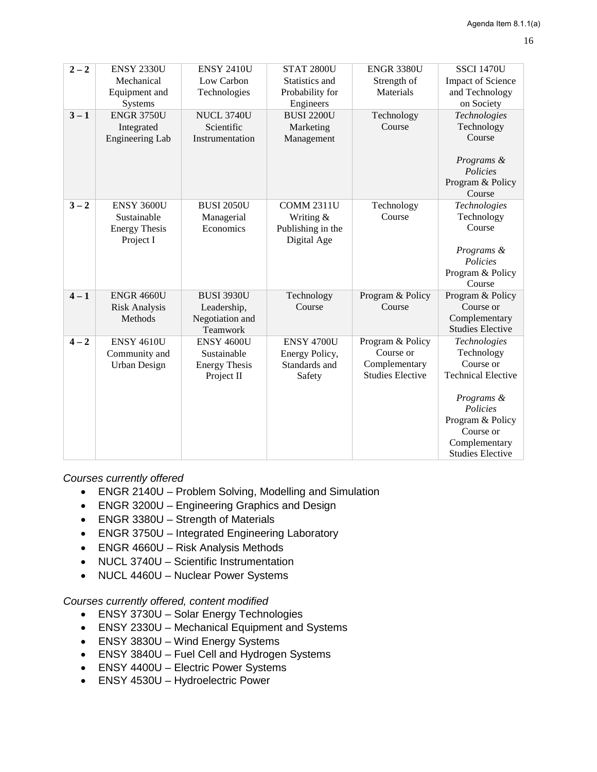| 2 – 2 | ENSY 2330U Mechanical Equipment and Systems | ENSY 2410U Low Carbon Technologies | STAT 2800U Statistics and Probability for Engineers | ENGR 3380U Strength of Materials | SSCI 1470U Impact of Science and Technology on Society |
|---|---|---|---|---|---|
| 3 – 1 | ENGR 3750U Integrated Engineering Lab | NUCL 3740U Scientific Instrumentation | BUSI 2200U Marketing Management | Technology Course | *Technologies* Technology Course<br><br>*Programs & Policies* Program & Policy Course |
| 3 – 2 | ENSY 3600U Sustainable Energy Thesis Project I | BUSI 2050U Managerial Economics | COMM 2311U Writing & Publishing in the Digital Age | Technology Course | *Technologies* Technology Course<br><br>*Programs & Policies* Program & Policy Course |
| 4 – 1 | ENGR 4660U Risk Analysis Methods | BUSI 3930U Leadership, Negotiation and Teamwork | Technology Course | Program & Policy Course | Program & Policy Course or Complementary Studies Elective |
| 4 – 2 | ENSY 4610U Community and Urban Design | ENSY 4600U Sustainable Energy Thesis Project II | ENSY 4700U Energy Policy, Standards and Safety | Program & Policy Course or Complementary Studies Elective | *Technologies* Technology Course or Technical Elective<br><br>*Programs & Policies* Program & Policy Course or Complementary Studies Elective |

*Courses currently offered*

- ENGR 2140U – Problem Solving, Modelling and Simulation
- ENGR 3200U – Engineering Graphics and Design
- ENGR 3380U – Strength of Materials
- ENGR 3750U – Integrated Engineering Laboratory
- ENGR 4660U – Risk Analysis Methods
- NUCL 3740U – Scientific Instrumentation
- NUCL 4460U – Nuclear Power Systems

*Courses currently offered, content modified*

- ENSY 3730U – Solar Energy Technologies
- ENSY 2330U – Mechanical Equipment and Systems
- ENSY 3830U – Wind Energy Systems
- ENSY 3840U – Fuel Cell and Hydrogen Systems
- ENSY 4400U – Electric Power Systems
- ENSY 4530U – Hydroelectric Power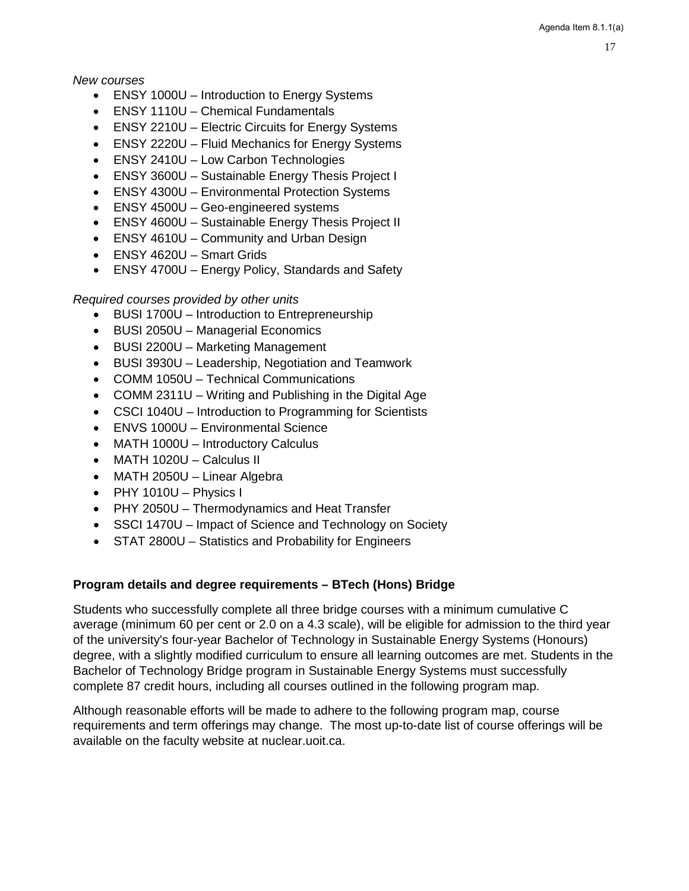*New courses*

- ENSY 1000U – Introduction to Energy Systems
- ENSY 1110U – Chemical Fundamentals
- ENSY 2210U – Electric Circuits for Energy Systems
- ENSY 2220U – Fluid Mechanics for Energy Systems
- ENSY 2410U – Low Carbon Technologies
- ENSY 3600U – Sustainable Energy Thesis Project I
- ENSY 4300U – Environmental Protection Systems
- ENSY 4500U – Geo-engineered systems
- ENSY 4600U – Sustainable Energy Thesis Project II
- ENSY 4610U – Community and Urban Design
- ENSY 4620U – Smart Grids
- ENSY 4700U – Energy Policy, Standards and Safety

*Required courses provided by other units*

- BUSI 1700U – Introduction to Entrepreneurship
- BUSI 2050U – Managerial Economics
- BUSI 2200U – Marketing Management
- BUSI 3930U – Leadership, Negotiation and Teamwork
- COMM 1050U – Technical Communications
- COMM 2311U – Writing and Publishing in the Digital Age
- CSCI 1040U – Introduction to Programming for Scientists
- ENVS 1000U – Environmental Science
- MATH 1000U – Introductory Calculus
- MATH 1020U – Calculus II
- MATH 2050U – Linear Algebra
- PHY 1010U – Physics I
- PHY 2050U – Thermodynamics and Heat Transfer
- SSCI 1470U – Impact of Science and Technology on Society
- STAT 2800U – Statistics and Probability for Engineers

**Program details and degree requirements – BTech (Hons) Bridge**

Students who successfully complete all three bridge courses with a minimum cumulative C average (minimum 60 per cent or 2.0 on a 4.3 scale), will be eligible for admission to the third year of the university's four-year Bachelor of Technology in Sustainable Energy Systems (Honours) degree, with a slightly modified curriculum to ensure all learning outcomes are met. Students in the Bachelor of Technology Bridge program in Sustainable Energy Systems must successfully complete 87 credit hours, including all courses outlined in the following program map.

Although reasonable efforts will be made to adhere to the following program map, course requirements and term offerings may change. The most up-to-date list of course offerings will be available on the faculty website at nuclear.uoit.ca.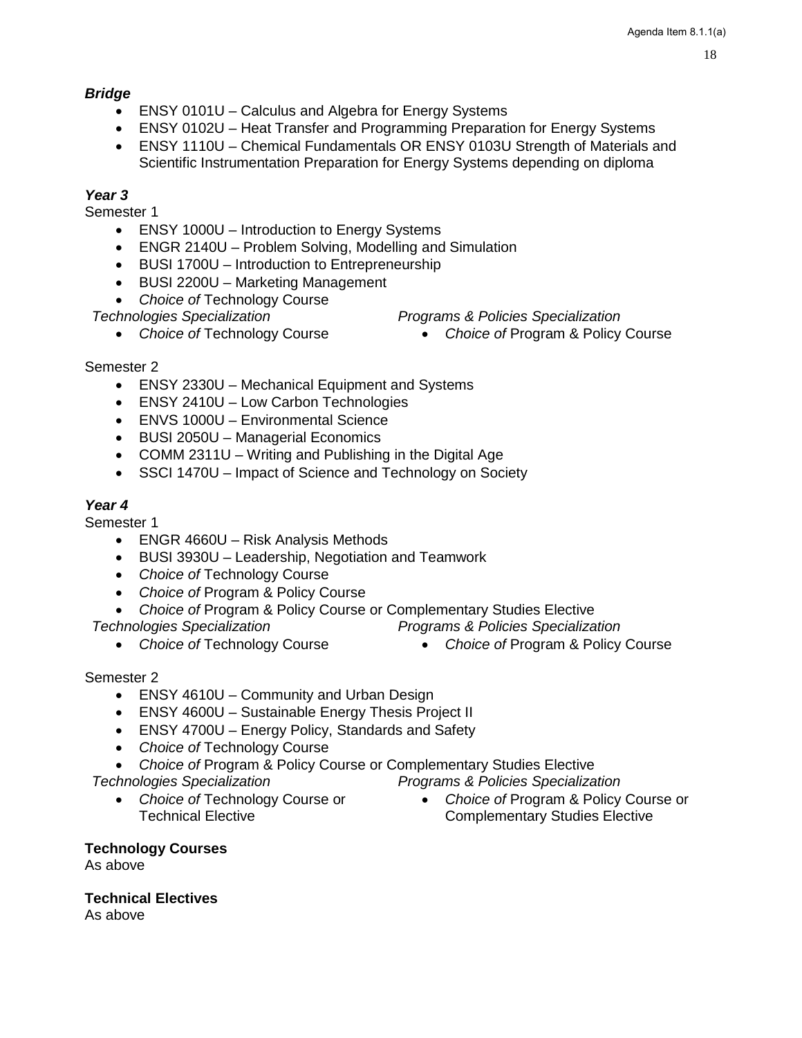***Bridge***

- ENSY 0101U – Calculus and Algebra for Energy Systems
- ENSY 0102U – Heat Transfer and Programming Preparation for Energy Systems
- ENSY 1110U – Chemical Fundamentals OR ENSY 0103U Strength of Materials and Scientific Instrumentation Preparation for Energy Systems depending on diploma

***Year 3***

Semester 1

- ENSY 1000U – Introduction to Energy Systems
- ENGR 2140U – Problem Solving, Modelling and Simulation
- BUSI 1700U – Introduction to Entrepreneurship
- BUSI 2200U – Marketing Management
- *Choice of* Technology Course

*Technologies Specialization*

- *Choice of* Technology Course

*Programs & Policies Specialization*

- *Choice of* Program & Policy Course

Semester 2

- ENSY 2330U – Mechanical Equipment and Systems
- ENSY 2410U – Low Carbon Technologies
- ENVS 1000U – Environmental Science
- BUSI 2050U – Managerial Economics
- COMM 2311U – Writing and Publishing in the Digital Age
- SSCI 1470U – Impact of Science and Technology on Society

***Year 4***

Semester 1

- ENGR 4660U – Risk Analysis Methods
- BUSI 3930U – Leadership, Negotiation and Teamwork
- *Choice of* Technology Course
- *Choice of* Program & Policy Course
- *Choice of* Program & Policy Course or Complementary Studies Elective

*Technologies Specialization*

- *Choice of* Technology Course

*Programs & Policies Specialization*

- *Choice of* Program & Policy Course

Semester 2

- ENSY 4610U – Community and Urban Design
- ENSY 4600U – Sustainable Energy Thesis Project II
- ENSY 4700U – Energy Policy, Standards and Safety
- *Choice of* Technology Course
- *Choice of* Program & Policy Course or Complementary Studies Elective

*Technologies Specialization*

- *Choice of* Technology Course or Technical Elective

*Programs & Policies Specialization*

- *Choice of* Program & Policy Course or Complementary Studies Elective

**Technology Courses**

As above

**Technical Electives**

As above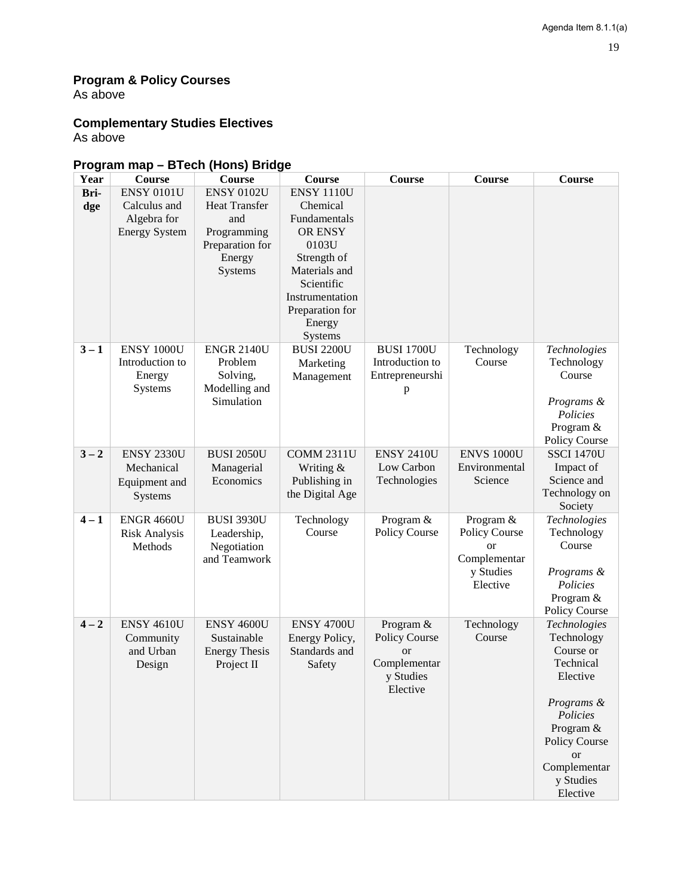**Program & Policy Courses**
As above

**Complementary Studies Electives**
As above

**Program map – BTech (Hons) Bridge**

| Year | Course | Course | Course | Course | Course | Course |
|---|---|---|---|---|---|---|
| **Bridge** | ENSY 0101U Calculus and Algebra for Energy System | ENSY 0102U Heat Transfer and Programming Preparation for Energy Systems | ENSY 1110U Chemical Fundamentals OR ENSY 0103U Strength of Materials and Scientific Instrumentation Preparation for Energy Systems | | | |
| **3 – 1** | ENSY 1000U Introduction to Energy Systems | ENGR 2140U Problem Solving, Modelling and Simulation | BUSI 2200U Marketing Management | BUSI 1700U Introduction to Entrepreneurship | Technology Course | *Technologies* Technology Course<br><br>*Programs & Policies* Program & Policy Course |
| **3 – 2** | ENSY 2330U Mechanical Equipment and Systems | BUSI 2050U Managerial Economics | COMM 2311U Writing & Publishing in the Digital Age | ENSY 2410U Low Carbon Technologies | ENVS 1000U Environmental Science | SSCI 1470U Impact of Science and Technology on Society |
| **4 – 1** | ENGR 4660U Risk Analysis Methods | BUSI 3930U Leadership, Negotiation and Teamwork | Technology Course | Program & Policy Course | Program & Policy Course or Complementary Studies Elective | *Technologies* Technology Course<br><br>*Programs & Policies* Program & Policy Course |
| **4 – 2** | ENSY 4610U Community and Urban Design | ENSY 4600U Sustainable Energy Thesis Project II | ENSY 4700U Energy Policy, Standards and Safety | Program & Policy Course or Complementary Studies Elective | Technology Course | *Technologies* Technology Course or Technical Elective<br><br>*Programs & Policies* Program & Policy Course or Complementary Studies Elective |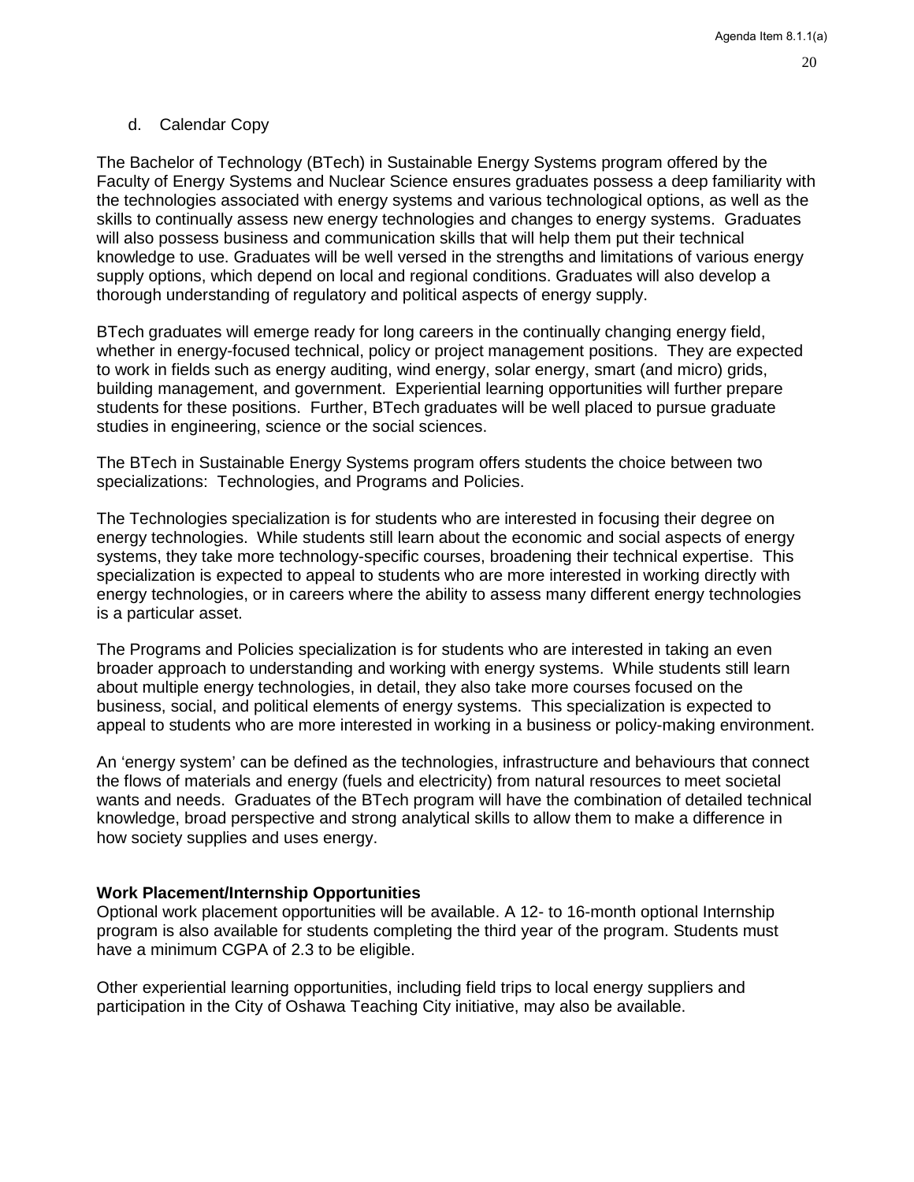d. Calendar Copy

The Bachelor of Technology (BTech) in Sustainable Energy Systems program offered by the Faculty of Energy Systems and Nuclear Science ensures graduates possess a deep familiarity with the technologies associated with energy systems and various technological options, as well as the skills to continually assess new energy technologies and changes to energy systems. Graduates will also possess business and communication skills that will help them put their technical knowledge to use. Graduates will be well versed in the strengths and limitations of various energy supply options, which depend on local and regional conditions. Graduates will also develop a thorough understanding of regulatory and political aspects of energy supply.

BTech graduates will emerge ready for long careers in the continually changing energy field, whether in energy-focused technical, policy or project management positions. They are expected to work in fields such as energy auditing, wind energy, solar energy, smart (and micro) grids, building management, and government. Experiential learning opportunities will further prepare students for these positions. Further, BTech graduates will be well placed to pursue graduate studies in engineering, science or the social sciences.

The BTech in Sustainable Energy Systems program offers students the choice between two specializations: Technologies, and Programs and Policies.

The Technologies specialization is for students who are interested in focusing their degree on energy technologies. While students still learn about the economic and social aspects of energy systems, they take more technology-specific courses, broadening their technical expertise. This specialization is expected to appeal to students who are more interested in working directly with energy technologies, or in careers where the ability to assess many different energy technologies is a particular asset.

The Programs and Policies specialization is for students who are interested in taking an even broader approach to understanding and working with energy systems. While students still learn about multiple energy technologies, in detail, they also take more courses focused on the business, social, and political elements of energy systems. This specialization is expected to appeal to students who are more interested in working in a business or policy-making environment.

An 'energy system' can be defined as the technologies, infrastructure and behaviours that connect the flows of materials and energy (fuels and electricity) from natural resources to meet societal wants and needs. Graduates of the BTech program will have the combination of detailed technical knowledge, broad perspective and strong analytical skills to allow them to make a difference in how society supplies and uses energy.

**Work Placement/Internship Opportunities**

Optional work placement opportunities will be available. A 12- to 16-month optional Internship program is also available for students completing the third year of the program. Students must have a minimum CGPA of 2.3 to be eligible.

Other experiential learning opportunities, including field trips to local energy suppliers and participation in the City of Oshawa Teaching City initiative, may also be available.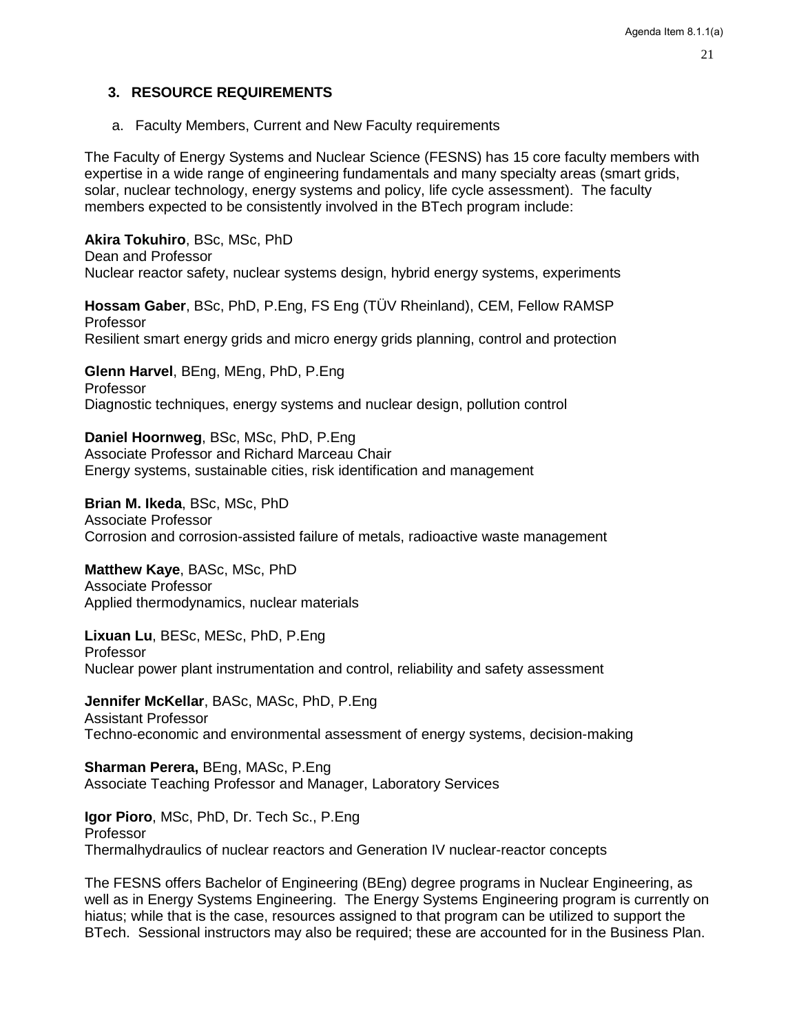## 3. RESOURCE REQUIREMENTS

a. Faculty Members, Current and New Faculty requirements

The Faculty of Energy Systems and Nuclear Science (FESNS) has 15 core faculty members with expertise in a wide range of engineering fundamentals and many specialty areas (smart grids, solar, nuclear technology, energy systems and policy, life cycle assessment). The faculty members expected to be consistently involved in the BTech program include:

**Akira Tokuhiro**, BSc, MSc, PhD
Dean and Professor
Nuclear reactor safety, nuclear systems design, hybrid energy systems, experiments

**Hossam Gaber**, BSc, PhD, P.Eng, FS Eng (TÜV Rheinland), CEM, Fellow RAMSP
Professor
Resilient smart energy grids and micro energy grids planning, control and protection

**Glenn Harvel**, BEng, MEng, PhD, P.Eng
Professor
Diagnostic techniques, energy systems and nuclear design, pollution control

**Daniel Hoornweg**, BSc, MSc, PhD, P.Eng
Associate Professor and Richard Marceau Chair
Energy systems, sustainable cities, risk identification and management

**Brian M. Ikeda**, BSc, MSc, PhD
Associate Professor
Corrosion and corrosion-assisted failure of metals, radioactive waste management

**Matthew Kaye**, BASc, MSc, PhD
Associate Professor
Applied thermodynamics, nuclear materials

**Lixuan Lu**, BESc, MESc, PhD, P.Eng
Professor
Nuclear power plant instrumentation and control, reliability and safety assessment

**Jennifer McKellar**, BASc, MASc, PhD, P.Eng
Assistant Professor
Techno-economic and environmental assessment of energy systems, decision-making

**Sharman Perera,** BEng, MASc, P.Eng
Associate Teaching Professor and Manager, Laboratory Services

**Igor Pioro**, MSc, PhD, Dr. Tech Sc., P.Eng
Professor
Thermalhydraulics of nuclear reactors and Generation IV nuclear-reactor concepts

The FESNS offers Bachelor of Engineering (BEng) degree programs in Nuclear Engineering, as well as in Energy Systems Engineering. The Energy Systems Engineering program is currently on hiatus; while that is the case, resources assigned to that program can be utilized to support the BTech. Sessional instructors may also be required; these are accounted for in the Business Plan.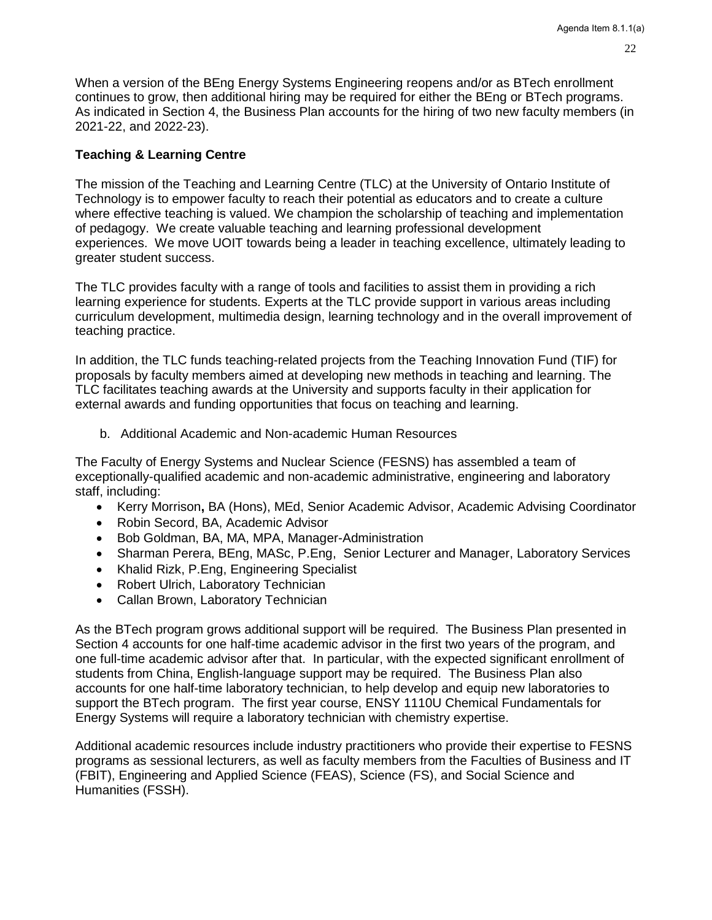When a version of the BEng Energy Systems Engineering reopens and/or as BTech enrollment continues to grow, then additional hiring may be required for either the BEng or BTech programs. As indicated in Section 4, the Business Plan accounts for the hiring of two new faculty members (in 2021-22, and 2022-23).

**Teaching & Learning Centre**

The mission of the Teaching and Learning Centre (TLC) at the University of Ontario Institute of Technology is to empower faculty to reach their potential as educators and to create a culture where effective teaching is valued. We champion the scholarship of teaching and implementation of pedagogy. We create valuable teaching and learning professional development experiences. We move UOIT towards being a leader in teaching excellence, ultimately leading to greater student success.

The TLC provides faculty with a range of tools and facilities to assist them in providing a rich learning experience for students. Experts at the TLC provide support in various areas including curriculum development, multimedia design, learning technology and in the overall improvement of teaching practice.

In addition, the TLC funds teaching-related projects from the Teaching Innovation Fund (TIF) for proposals by faculty members aimed at developing new methods in teaching and learning. The TLC facilitates teaching awards at the University and supports faculty in their application for external awards and funding opportunities that focus on teaching and learning.

b. Additional Academic and Non-academic Human Resources

The Faculty of Energy Systems and Nuclear Science (FESNS) has assembled a team of exceptionally-qualified academic and non-academic administrative, engineering and laboratory staff, including:

- Kerry Morrison**,** BA (Hons), MEd, Senior Academic Advisor, Academic Advising Coordinator
- Robin Secord, BA, Academic Advisor
- Bob Goldman, BA, MA, MPA, Manager-Administration
- Sharman Perera, BEng, MASc, P.Eng, Senior Lecturer and Manager, Laboratory Services
- Khalid Rizk, P.Eng, Engineering Specialist
- Robert Ulrich, Laboratory Technician
- Callan Brown, Laboratory Technician

As the BTech program grows additional support will be required. The Business Plan presented in Section 4 accounts for one half-time academic advisor in the first two years of the program, and one full-time academic advisor after that. In particular, with the expected significant enrollment of students from China, English-language support may be required. The Business Plan also accounts for one half-time laboratory technician, to help develop and equip new laboratories to support the BTech program. The first year course, ENSY 1110U Chemical Fundamentals for Energy Systems will require a laboratory technician with chemistry expertise.

Additional academic resources include industry practitioners who provide their expertise to FESNS programs as sessional lecturers, as well as faculty members from the Faculties of Business and IT (FBIT), Engineering and Applied Science (FEAS), Science (FS), and Social Science and Humanities (FSSH).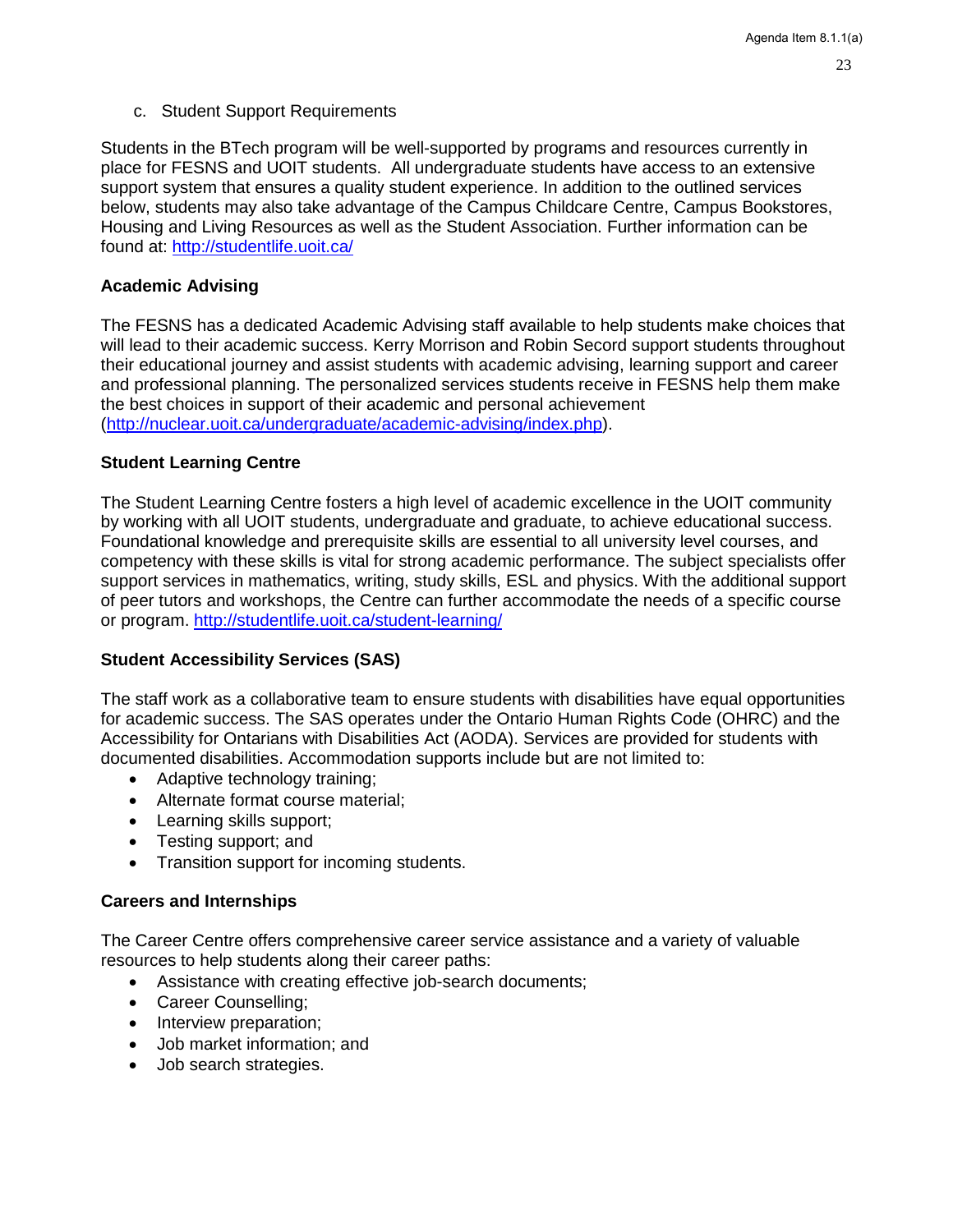c. Student Support Requirements

Students in the BTech program will be well-supported by programs and resources currently in place for FESNS and UOIT students. All undergraduate students have access to an extensive support system that ensures a quality student experience. In addition to the outlined services below, students may also take advantage of the Campus Childcare Centre, Campus Bookstores, Housing and Living Resources as well as the Student Association. Further information can be found at: http://studentlife.uoit.ca/

**Academic Advising**

The FESNS has a dedicated Academic Advising staff available to help students make choices that will lead to their academic success. Kerry Morrison and Robin Secord support students throughout their educational journey and assist students with academic advising, learning support and career and professional planning. The personalized services students receive in FESNS help them make the best choices in support of their academic and personal achievement (http://nuclear.uoit.ca/undergraduate/academic-advising/index.php).

**Student Learning Centre**

The Student Learning Centre fosters a high level of academic excellence in the UOIT community by working with all UOIT students, undergraduate and graduate, to achieve educational success. Foundational knowledge and prerequisite skills are essential to all university level courses, and competency with these skills is vital for strong academic performance. The subject specialists offer support services in mathematics, writing, study skills, ESL and physics. With the additional support of peer tutors and workshops, the Centre can further accommodate the needs of a specific course or program. http://studentlife.uoit.ca/student-learning/

**Student Accessibility Services (SAS)**

The staff work as a collaborative team to ensure students with disabilities have equal opportunities for academic success. The SAS operates under the Ontario Human Rights Code (OHRC) and the Accessibility for Ontarians with Disabilities Act (AODA). Services are provided for students with documented disabilities. Accommodation supports include but are not limited to:

- Adaptive technology training;
- Alternate format course material;
- Learning skills support;
- Testing support; and
- Transition support for incoming students.

**Careers and Internships**

The Career Centre offers comprehensive career service assistance and a variety of valuable resources to help students along their career paths:

- Assistance with creating effective job-search documents;
- Career Counselling;
- Interview preparation;
- Job market information; and
- Job search strategies.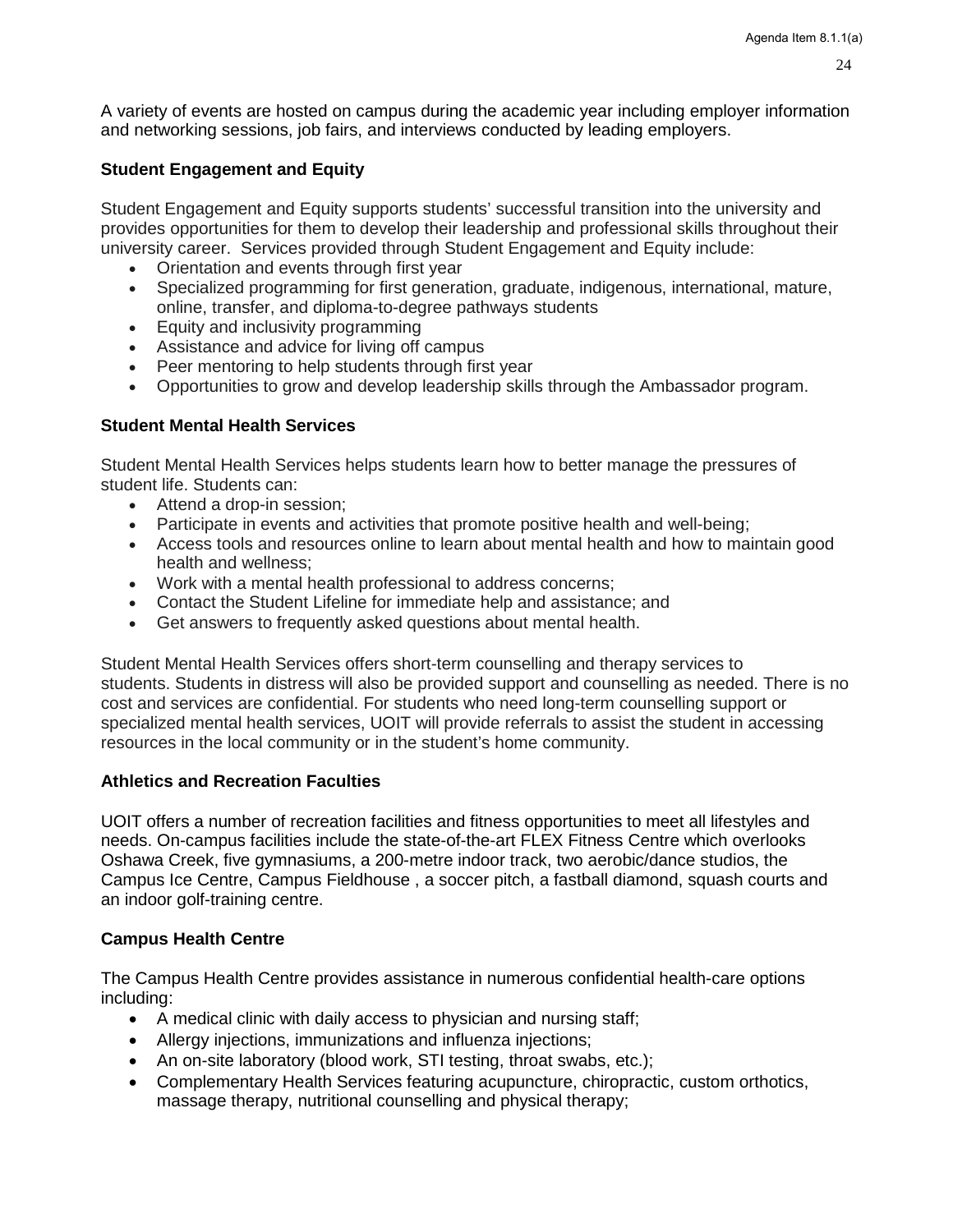A variety of events are hosted on campus during the academic year including employer information and networking sessions, job fairs, and interviews conducted by leading employers.

### Student Engagement and Equity

Student Engagement and Equity supports students' successful transition into the university and provides opportunities for them to develop their leadership and professional skills throughout their university career. Services provided through Student Engagement and Equity include:

- Orientation and events through first year
- Specialized programming for first generation, graduate, indigenous, international, mature, online, transfer, and diploma-to-degree pathways students
- Equity and inclusivity programming
- Assistance and advice for living off campus
- Peer mentoring to help students through first year
- Opportunities to grow and develop leadership skills through the Ambassador program.

### Student Mental Health Services

Student Mental Health Services helps students learn how to better manage the pressures of student life. Students can:

- Attend a drop-in session;
- Participate in events and activities that promote positive health and well-being;
- Access tools and resources online to learn about mental health and how to maintain good health and wellness;
- Work with a mental health professional to address concerns;
- Contact the Student Lifeline for immediate help and assistance; and
- Get answers to frequently asked questions about mental health.

Student Mental Health Services offers short-term counselling and therapy services to students. Students in distress will also be provided support and counselling as needed. There is no cost and services are confidential. For students who need long-term counselling support or specialized mental health services, UOIT will provide referrals to assist the student in accessing resources in the local community or in the student's home community.

### Athletics and Recreation Faculties

UOIT offers a number of recreation facilities and fitness opportunities to meet all lifestyles and needs. On-campus facilities include the state-of-the-art FLEX Fitness Centre which overlooks Oshawa Creek, five gymnasiums, a 200-metre indoor track, two aerobic/dance studios, the Campus Ice Centre, Campus Fieldhouse , a soccer pitch, a fastball diamond, squash courts and an indoor golf-training centre.

### Campus Health Centre

The Campus Health Centre provides assistance in numerous confidential health-care options including:

- A medical clinic with daily access to physician and nursing staff;
- Allergy injections, immunizations and influenza injections;
- An on-site laboratory (blood work, STI testing, throat swabs, etc.);
- Complementary Health Services featuring acupuncture, chiropractic, custom orthotics, massage therapy, nutritional counselling and physical therapy;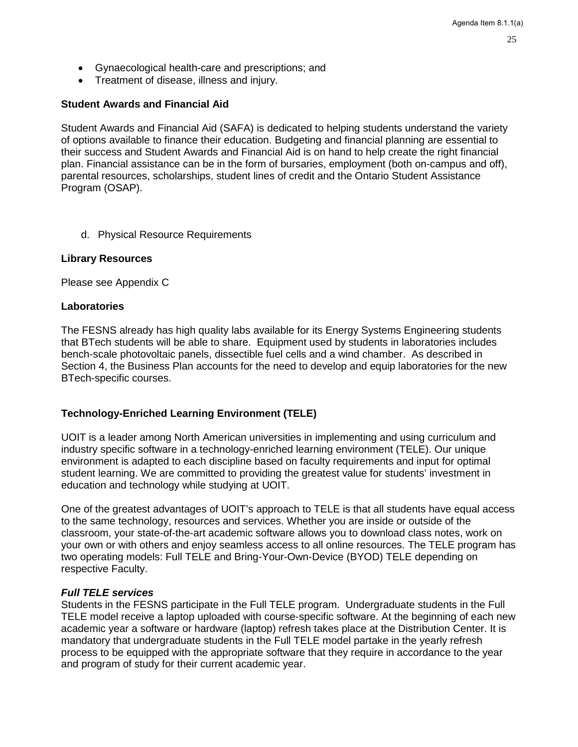- Gynaecological health-care and prescriptions; and
- Treatment of disease, illness and injury.

**Student Awards and Financial Aid**

Student Awards and Financial Aid (SAFA) is dedicated to helping students understand the variety of options available to finance their education. Budgeting and financial planning are essential to their success and Student Awards and Financial Aid is on hand to help create the right financial plan. Financial assistance can be in the form of bursaries, employment (both on-campus and off), parental resources, scholarships, student lines of credit and the Ontario Student Assistance Program (OSAP).

d. Physical Resource Requirements

**Library Resources**

Please see Appendix C

**Laboratories**

The FESNS already has high quality labs available for its Energy Systems Engineering students that BTech students will be able to share. Equipment used by students in laboratories includes bench-scale photovoltaic panels, dissectible fuel cells and a wind chamber. As described in Section 4, the Business Plan accounts for the need to develop and equip laboratories for the new BTech-specific courses.

**Technology-Enriched Learning Environment (TELE)**

UOIT is a leader among North American universities in implementing and using curriculum and industry specific software in a technology-enriched learning environment (TELE). Our unique environment is adapted to each discipline based on faculty requirements and input for optimal student learning. We are committed to providing the greatest value for students' investment in education and technology while studying at UOIT.

One of the greatest advantages of UOIT's approach to TELE is that all students have equal access to the same technology, resources and services. Whether you are inside or outside of the classroom, your state-of-the-art academic software allows you to download class notes, work on your own or with others and enjoy seamless access to all online resources. The TELE program has two operating models: Full TELE and Bring-Your-Own-Device (BYOD) TELE depending on respective Faculty.

***Full TELE services***

Students in the FESNS participate in the Full TELE program. Undergraduate students in the Full TELE model receive a laptop uploaded with course-specific software. At the beginning of each new academic year a software or hardware (laptop) refresh takes place at the Distribution Center. It is mandatory that undergraduate students in the Full TELE model partake in the yearly refresh process to be equipped with the appropriate software that they require in accordance to the year and program of study for their current academic year.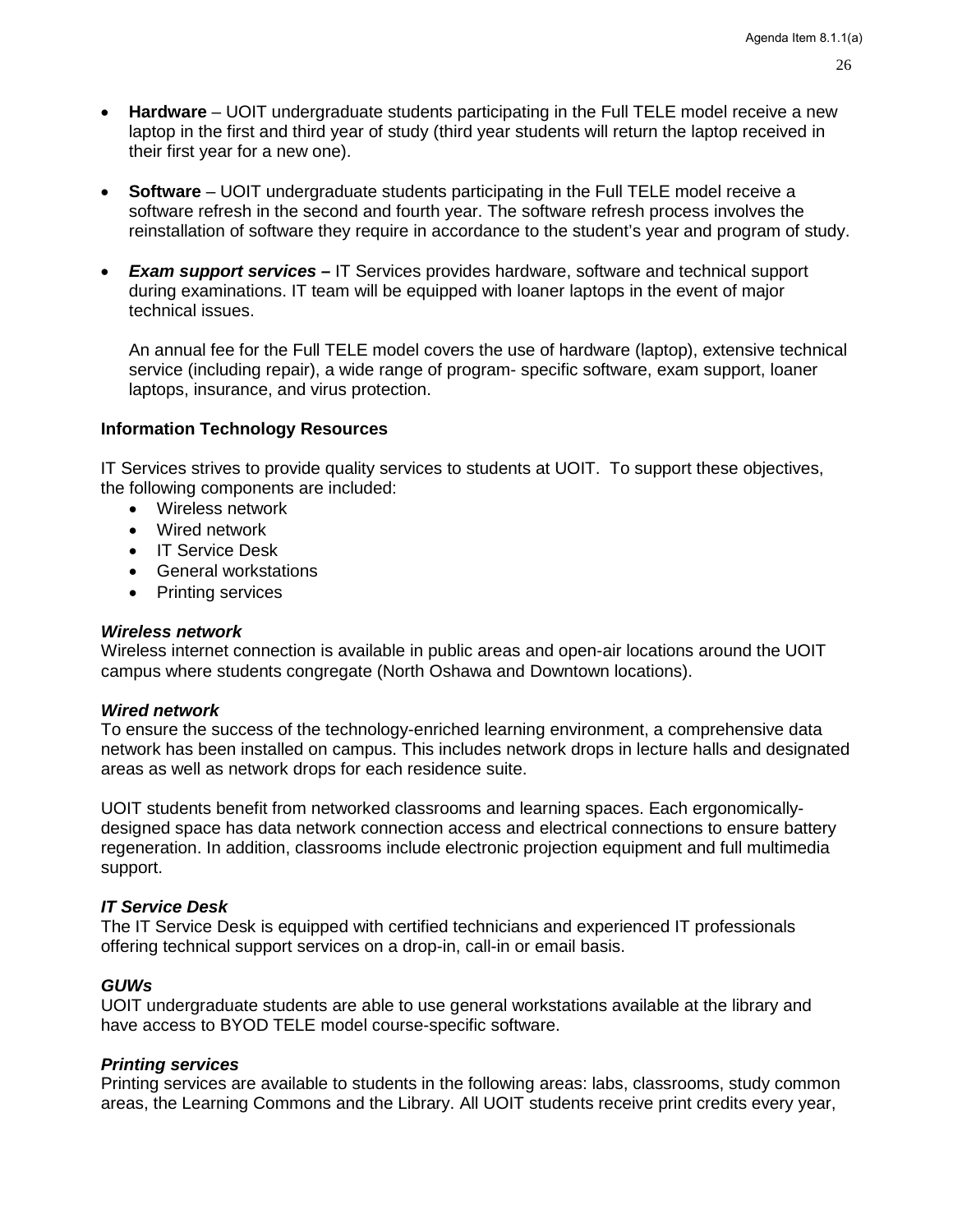- **Hardware** – UOIT undergraduate students participating in the Full TELE model receive a new laptop in the first and third year of study (third year students will return the laptop received in their first year for a new one).

- **Software** – UOIT undergraduate students participating in the Full TELE model receive a software refresh in the second and fourth year. The software refresh process involves the reinstallation of software they require in accordance to the student's year and program of study.

- ***Exam support services –*** IT Services provides hardware, software and technical support during examinations. IT team will be equipped with loaner laptops in the event of major technical issues.

  An annual fee for the Full TELE model covers the use of hardware (laptop), extensive technical service (including repair), a wide range of program- specific software, exam support, loaner laptops, insurance, and virus protection.

**Information Technology Resources**

IT Services strives to provide quality services to students at UOIT. To support these objectives, the following components are included:

- Wireless network
- Wired network
- IT Service Desk
- General workstations
- Printing services

***Wireless network***

Wireless internet connection is available in public areas and open-air locations around the UOIT campus where students congregate (North Oshawa and Downtown locations).

***Wired network***

To ensure the success of the technology-enriched learning environment, a comprehensive data network has been installed on campus. This includes network drops in lecture halls and designated areas as well as network drops for each residence suite.

UOIT students benefit from networked classrooms and learning spaces. Each ergonomically-designed space has data network connection access and electrical connections to ensure battery regeneration. In addition, classrooms include electronic projection equipment and full multimedia support.

***IT Service Desk***

The IT Service Desk is equipped with certified technicians and experienced IT professionals offering technical support services on a drop-in, call-in or email basis.

***GUWs***

UOIT undergraduate students are able to use general workstations available at the library and have access to BYOD TELE model course-specific software.

***Printing services***

Printing services are available to students in the following areas: labs, classrooms, study common areas, the Learning Commons and the Library. All UOIT students receive print credits every year,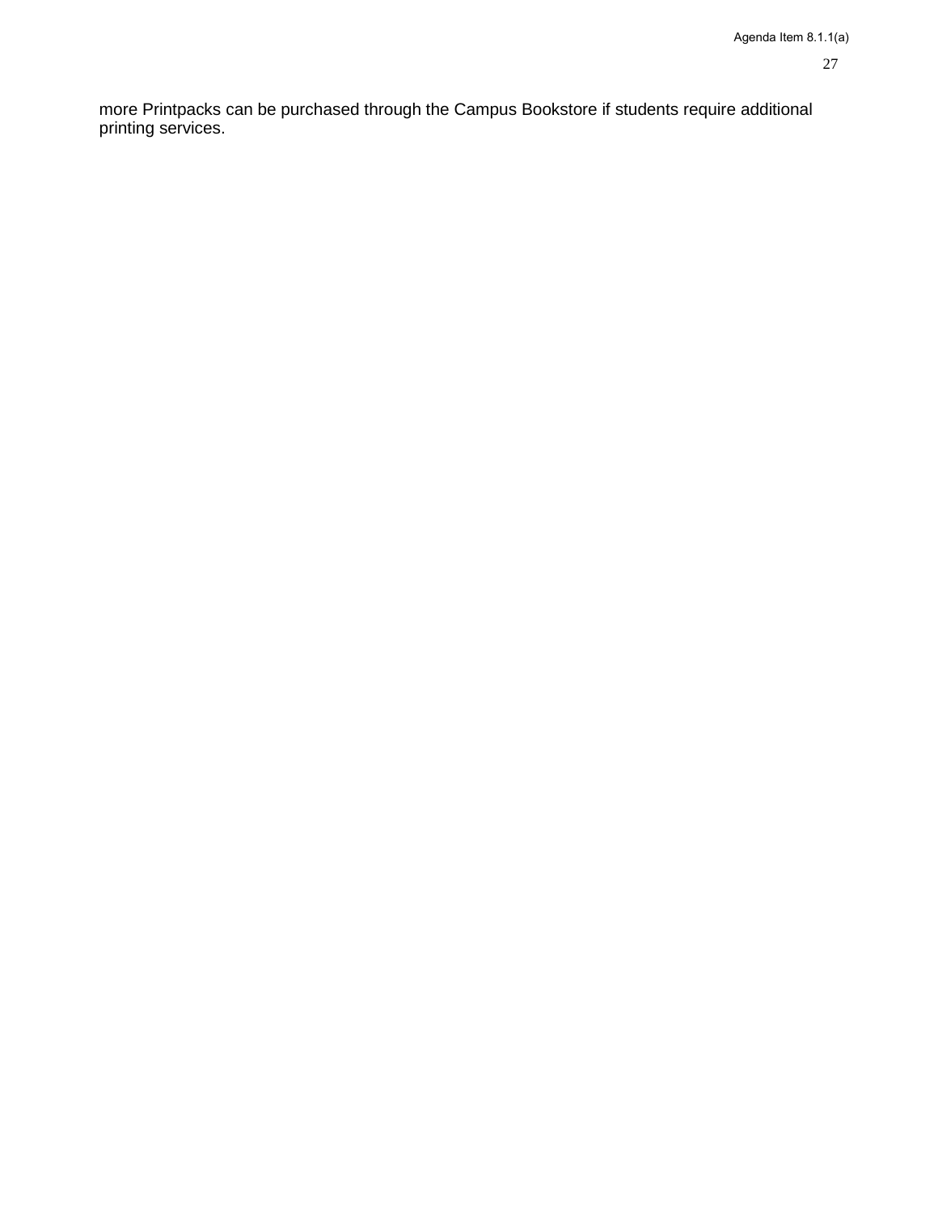more Printpacks can be purchased through the Campus Bookstore if students require additional printing services.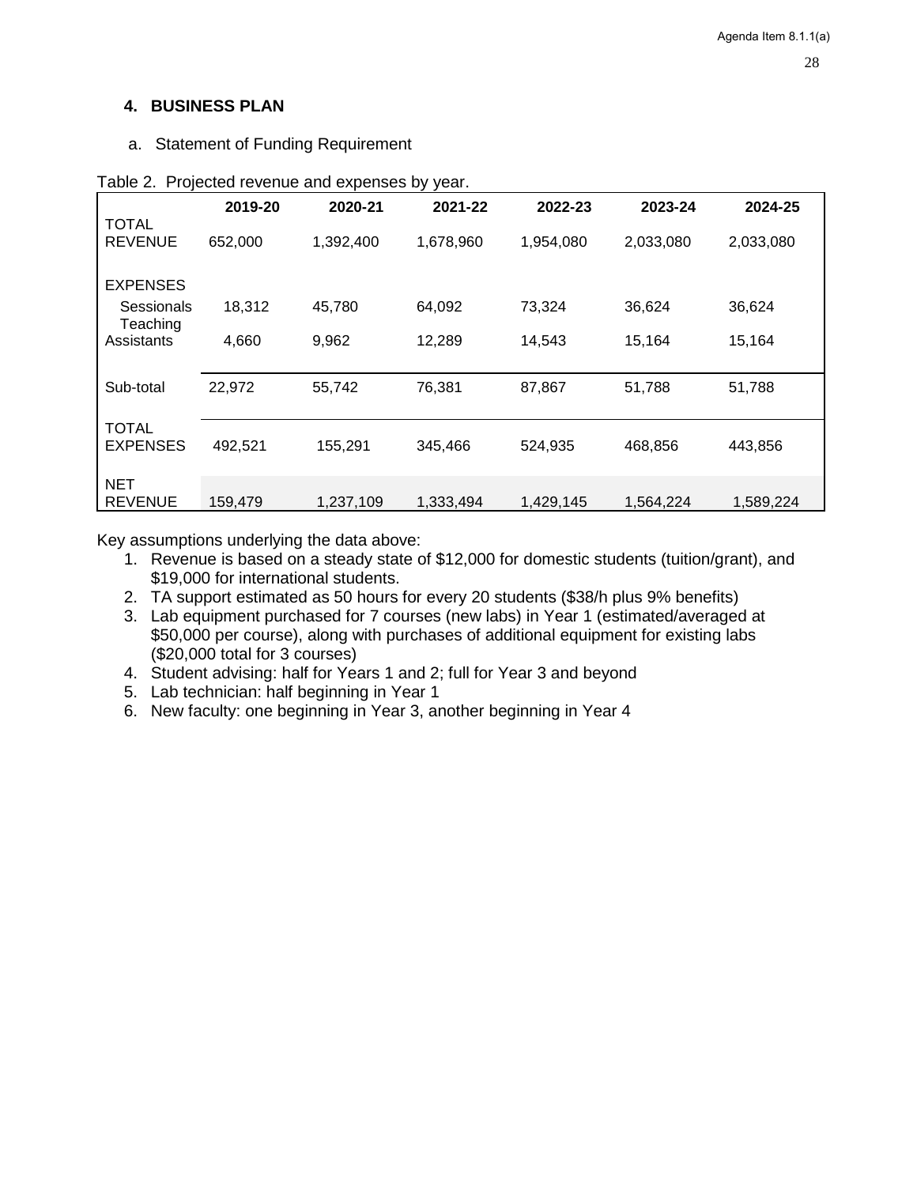## 4. BUSINESS PLAN

a. Statement of Funding Requirement

Table 2. Projected revenue and expenses by year.

| | 2019-20 | 2020-21 | 2021-22 | 2022-23 | 2023-24 | 2024-25 |
|---|---|---|---|---|---|---|
| TOTAL REVENUE | 652,000 | 1,392,400 | 1,678,960 | 1,954,080 | 2,033,080 | 2,033,080 |
| EXPENSES | | | | | | |
| Sessionals | 18,312 | 45,780 | 64,092 | 73,324 | 36,624 | 36,624 |
| Teaching Assistants | 4,660 | 9,962 | 12,289 | 14,543 | 15,164 | 15,164 |
| Sub-total | 22,972 | 55,742 | 76,381 | 87,867 | 51,788 | 51,788 |
| TOTAL EXPENSES | 492,521 | 155,291 | 345,466 | 524,935 | 468,856 | 443,856 |
| NET REVENUE | 159,479 | 1,237,109 | 1,333,494 | 1,429,145 | 1,564,224 | 1,589,224 |

Key assumptions underlying the data above:

1. Revenue is based on a steady state of $12,000 for domestic students (tuition/grant), and $19,000 for international students.
2. TA support estimated as 50 hours for every 20 students ($38/h plus 9% benefits)
3. Lab equipment purchased for 7 courses (new labs) in Year 1 (estimated/averaged at $50,000 per course), along with purchases of additional equipment for existing labs ($20,000 total for 3 courses)
4. Student advising: half for Years 1 and 2; full for Year 3 and beyond
5. Lab technician: half beginning in Year 1
6. New faculty: one beginning in Year 3, another beginning in Year 4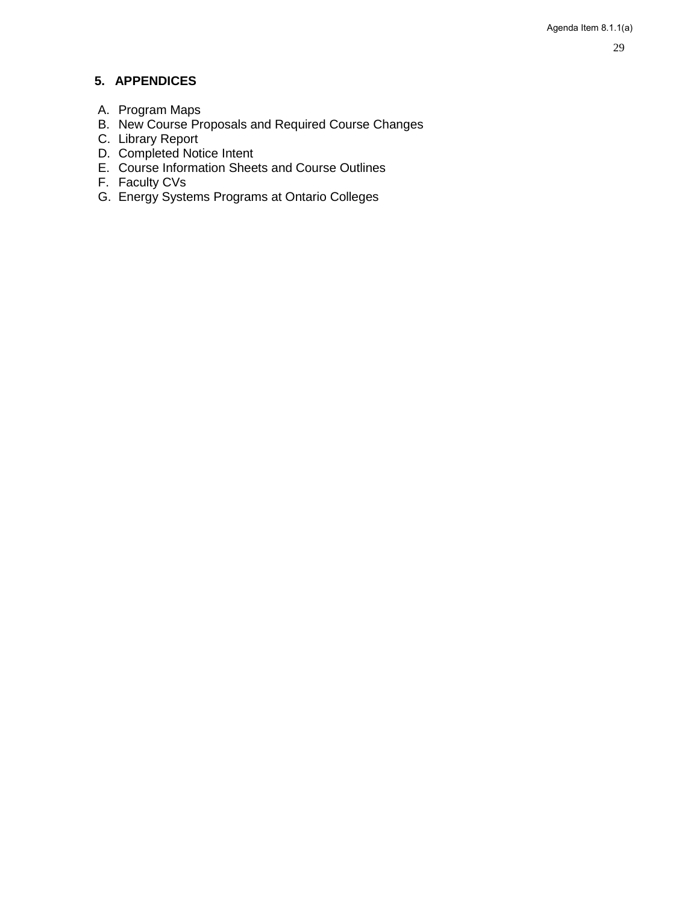## 5. APPENDICES

A. Program Maps
B. New Course Proposals and Required Course Changes
C. Library Report
D. Completed Notice Intent
E. Course Information Sheets and Course Outlines
F. Faculty CVs
G. Energy Systems Programs at Ontario Colleges